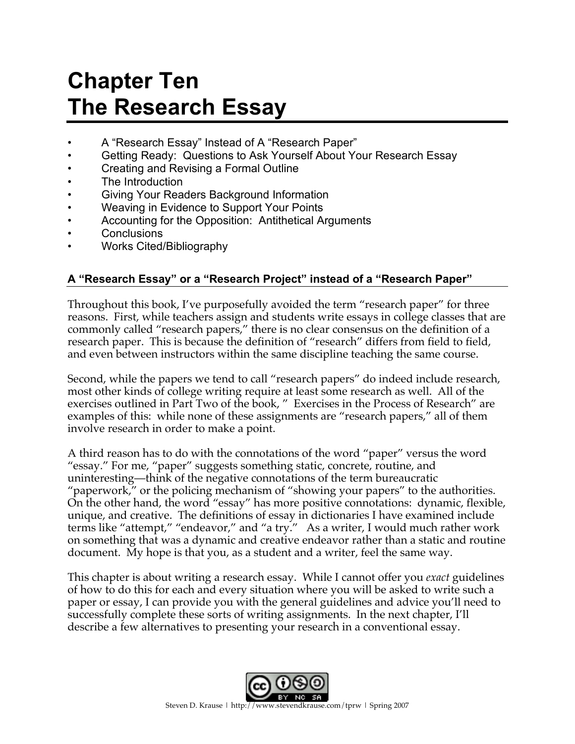# Chapter Ten
# The Research Essay

- A "Research Essay" Instead of A "Research Paper"
- Getting Ready: Questions to Ask Yourself About Your Research Essay
- Creating and Revising a Formal Outline
- The Introduction
- Giving Your Readers Background Information
- Weaving in Evidence to Support Your Points
- Accounting for the Opposition: Antithetical Arguments
- Conclusions
- Works Cited/Bibliography

## A "Research Essay" or a "Research Project" instead of a "Research Paper"

Throughout this book, I've purposefully avoided the term "research paper" for three reasons. First, while teachers assign and students write essays in college classes that are commonly called "research papers," there is no clear consensus on the definition of a research paper. This is because the definition of "research" differs from field to field, and even between instructors within the same discipline teaching the same course.

Second, while the papers we tend to call "research papers" do indeed include research, most other kinds of college writing require at least some research as well. All of the exercises outlined in Part Two of the book, " Exercises in the Process of Research" are examples of this: while none of these assignments are "research papers," all of them involve research in order to make a point.

A third reason has to do with the connotations of the word "paper" versus the word "essay." For me, "paper" suggests something static, concrete, routine, and uninteresting—think of the negative connotations of the term bureaucratic "paperwork," or the policing mechanism of "showing your papers" to the authorities. On the other hand, the word "essay" has more positive connotations: dynamic, flexible, unique, and creative. The definitions of essay in dictionaries I have examined include terms like "attempt," "endeavor," and "a try." As a writer, I would much rather work on something that was a dynamic and creative endeavor rather than a static and routine document. My hope is that you, as a student and a writer, feel the same way.

This chapter is about writing a research essay. While I cannot offer you *exact* guidelines of how to do this for each and every situation where you will be asked to write such a paper or essay, I can provide you with the general guidelines and advice you'll need to successfully complete these sorts of writing assignments. In the next chapter, I'll describe a few alternatives to presenting your research in a conventional essay.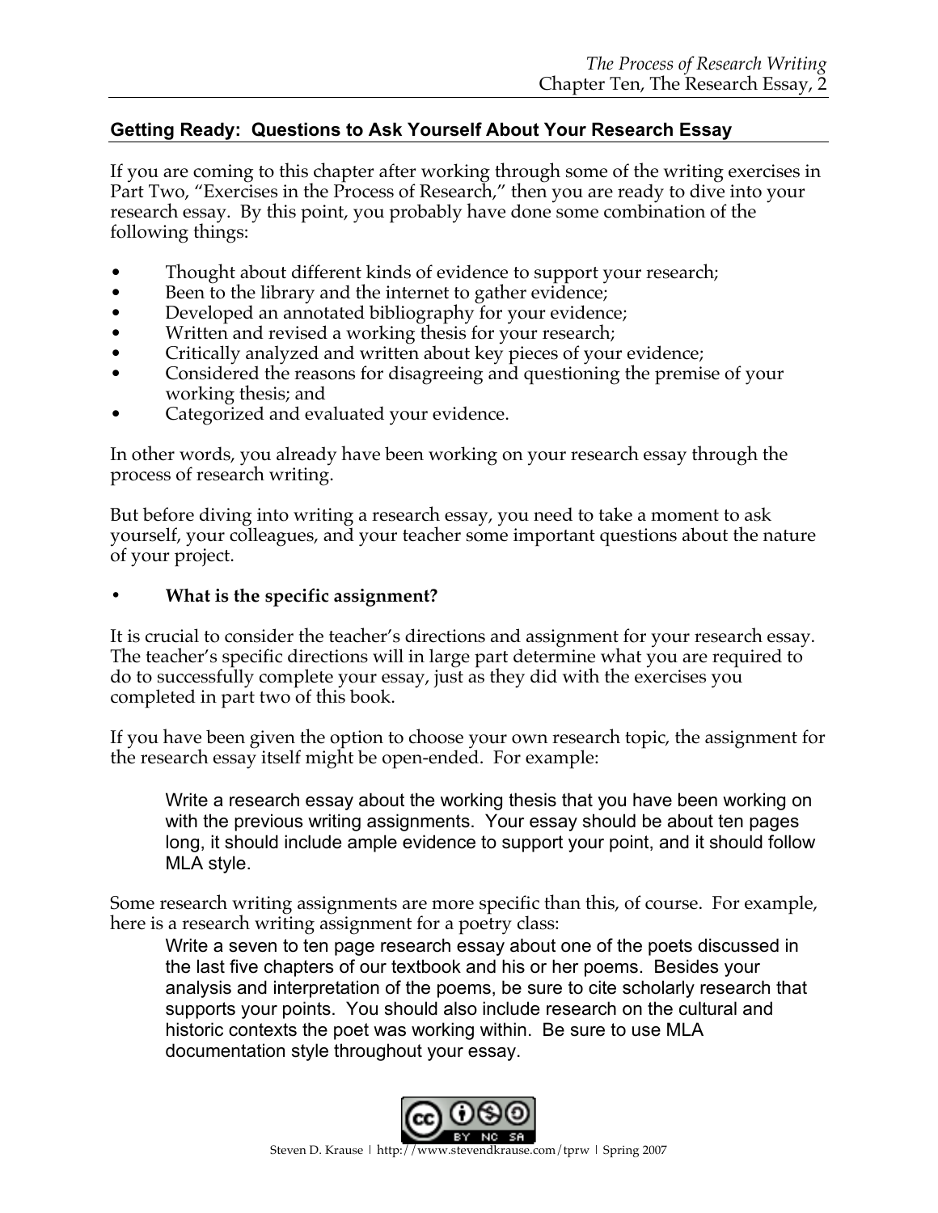## Getting Ready: Questions to Ask Yourself About Your Research Essay

If you are coming to this chapter after working through some of the writing exercises in Part Two, "Exercises in the Process of Research," then you are ready to dive into your research essay. By this point, you probably have done some combination of the following things:

- Thought about different kinds of evidence to support your research;
- Been to the library and the internet to gather evidence;
- Developed an annotated bibliography for your evidence;
- Written and revised a working thesis for your research;
- Critically analyzed and written about key pieces of your evidence;
- Considered the reasons for disagreeing and questioning the premise of your working thesis; and
- Categorized and evaluated your evidence.

In other words, you already have been working on your research essay through the process of research writing.

But before diving into writing a research essay, you need to take a moment to ask yourself, your colleagues, and your teacher some important questions about the nature of your project.

- **What is the specific assignment?**

It is crucial to consider the teacher's directions and assignment for your research essay. The teacher's specific directions will in large part determine what you are required to do to successfully complete your essay, just as they did with the exercises you completed in part two of this book.

If you have been given the option to choose your own research topic, the assignment for the research essay itself might be open-ended. For example:

> Write a research essay about the working thesis that you have been working on with the previous writing assignments. Your essay should be about ten pages long, it should include ample evidence to support your point, and it should follow MLA style.

Some research writing assignments are more specific than this, of course. For example, here is a research writing assignment for a poetry class:

> Write a seven to ten page research essay about one of the poets discussed in the last five chapters of our textbook and his or her poems. Besides your analysis and interpretation of the poems, be sure to cite scholarly research that supports your points. You should also include research on the cultural and historic contexts the poet was working within. Be sure to use MLA documentation style throughout your essay.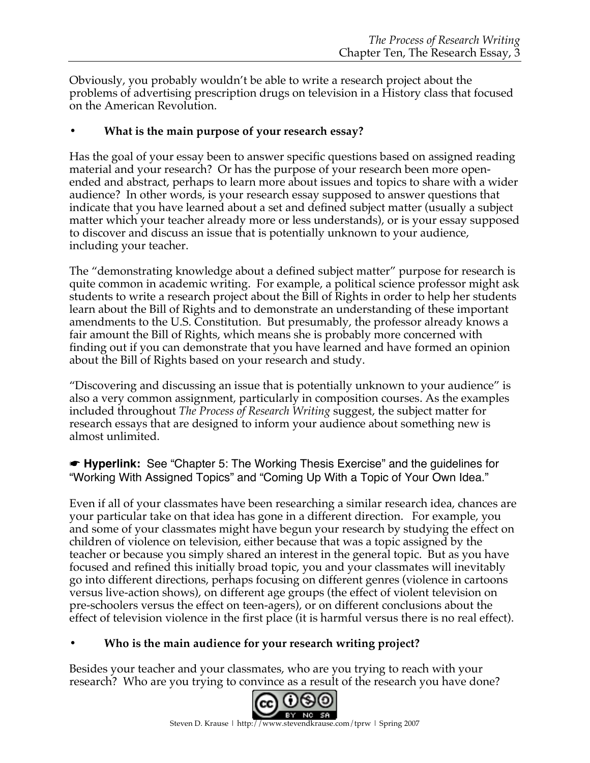Obviously, you probably wouldn't be able to write a research project about the problems of advertising prescription drugs on television in a History class that focused on the American Revolution.

- **What is the main purpose of your research essay?**

Has the goal of your essay been to answer specific questions based on assigned reading material and your research? Or has the purpose of your research been more open-ended and abstract, perhaps to learn more about issues and topics to share with a wider audience? In other words, is your research essay supposed to answer questions that indicate that you have learned about a set and defined subject matter (usually a subject matter which your teacher already more or less understands), or is your essay supposed to discover and discuss an issue that is potentially unknown to your audience, including your teacher.

The "demonstrating knowledge about a defined subject matter" purpose for research is quite common in academic writing. For example, a political science professor might ask students to write a research project about the Bill of Rights in order to help her students learn about the Bill of Rights and to demonstrate an understanding of these important amendments to the U.S. Constitution. But presumably, the professor already knows a fair amount the Bill of Rights, which means she is probably more concerned with finding out if you can demonstrate that you have learned and have formed an opinion about the Bill of Rights based on your research and study.

"Discovering and discussing an issue that is potentially unknown to your audience" is also a very common assignment, particularly in composition courses. As the examples included throughout *The Process of Research Writing* suggest, the subject matter for research essays that are designed to inform your audience about something new is almost unlimited.

☛ **Hyperlink:** See "Chapter 5: The Working Thesis Exercise" and the guidelines for "Working With Assigned Topics" and "Coming Up With a Topic of Your Own Idea."

Even if all of your classmates have been researching a similar research idea, chances are your particular take on that idea has gone in a different direction. For example, you and some of your classmates might have begun your research by studying the effect on children of violence on television, either because that was a topic assigned by the teacher or because you simply shared an interest in the general topic. But as you have focused and refined this initially broad topic, you and your classmates will inevitably go into different directions, perhaps focusing on different genres (violence in cartoons versus live-action shows), on different age groups (the effect of violent television on pre-schoolers versus the effect on teen-agers), or on different conclusions about the effect of television violence in the first place (it is harmful versus there is no real effect).

- **Who is the main audience for your research writing project?**

Besides your teacher and your classmates, who are you trying to reach with your research? Who are you trying to convince as a result of the research you have done?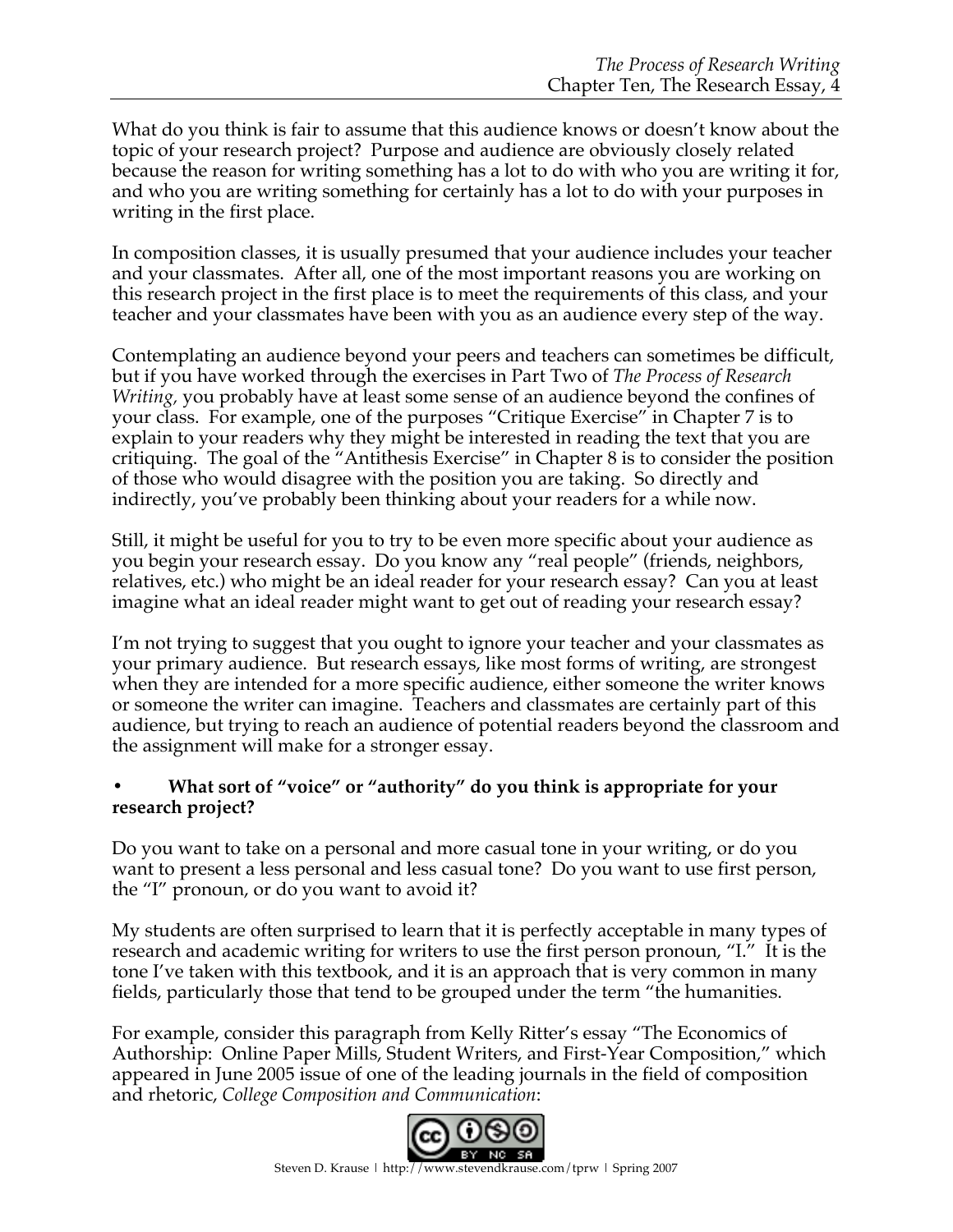What do you think is fair to assume that this audience knows or doesn't know about the topic of your research project? Purpose and audience are obviously closely related because the reason for writing something has a lot to do with who you are writing it for, and who you are writing something for certainly has a lot to do with your purposes in writing in the first place.

In composition classes, it is usually presumed that your audience includes your teacher and your classmates. After all, one of the most important reasons you are working on this research project in the first place is to meet the requirements of this class, and your teacher and your classmates have been with you as an audience every step of the way.

Contemplating an audience beyond your peers and teachers can sometimes be difficult, but if you have worked through the exercises in Part Two of *The Process of Research Writing,* you probably have at least some sense of an audience beyond the confines of your class. For example, one of the purposes "Critique Exercise" in Chapter 7 is to explain to your readers why they might be interested in reading the text that you are critiquing. The goal of the "Antithesis Exercise" in Chapter 8 is to consider the position of those who would disagree with the position you are taking. So directly and indirectly, you've probably been thinking about your readers for a while now.

Still, it might be useful for you to try to be even more specific about your audience as you begin your research essay. Do you know any "real people" (friends, neighbors, relatives, etc.) who might be an ideal reader for your research essay? Can you at least imagine what an ideal reader might want to get out of reading your research essay?

I'm not trying to suggest that you ought to ignore your teacher and your classmates as your primary audience. But research essays, like most forms of writing, are strongest when they are intended for a more specific audience, either someone the writer knows or someone the writer can imagine. Teachers and classmates are certainly part of this audience, but trying to reach an audience of potential readers beyond the classroom and the assignment will make for a stronger essay.

- **What sort of "voice" or "authority" do you think is appropriate for your research project?**

Do you want to take on a personal and more casual tone in your writing, or do you want to present a less personal and less casual tone? Do you want to use first person, the "I" pronoun, or do you want to avoid it?

My students are often surprised to learn that it is perfectly acceptable in many types of research and academic writing for writers to use the first person pronoun, "I." It is the tone I've taken with this textbook, and it is an approach that is very common in many fields, particularly those that tend to be grouped under the term "the humanities.

For example, consider this paragraph from Kelly Ritter's essay "The Economics of Authorship: Online Paper Mills, Student Writers, and First-Year Composition," which appeared in June 2005 issue of one of the leading journals in the field of composition and rhetoric, *College Composition and Communication*: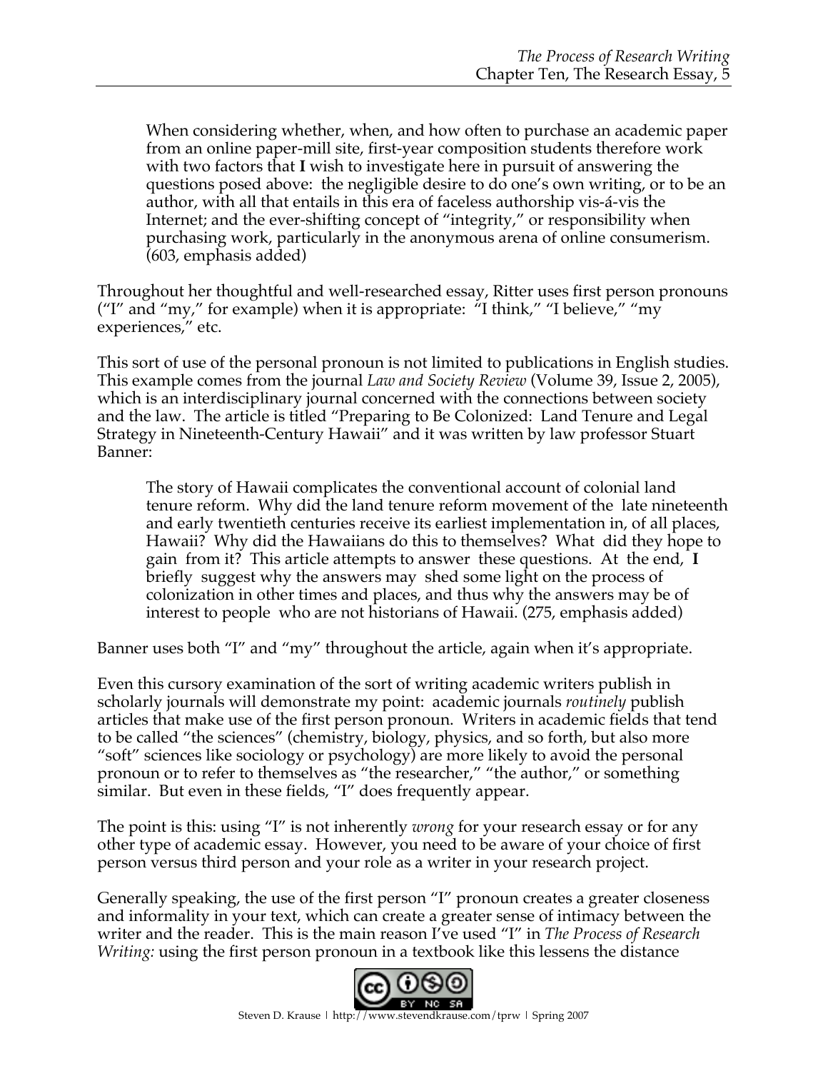> When considering whether, when, and how often to purchase an academic paper from an online paper-mill site, first-year composition students therefore work with two factors that **I** wish to investigate here in pursuit of answering the questions posed above: the negligible desire to do one's own writing, or to be an author, with all that entails in this era of faceless authorship vis-á-vis the Internet; and the ever-shifting concept of "integrity," or responsibility when purchasing work, particularly in the anonymous arena of online consumerism. (603, emphasis added)

Throughout her thoughtful and well-researched essay, Ritter uses first person pronouns ("I" and "my," for example) when it is appropriate: "I think," "I believe," "my experiences," etc.

This sort of use of the personal pronoun is not limited to publications in English studies. This example comes from the journal *Law and Society Review* (Volume 39, Issue 2, 2005), which is an interdisciplinary journal concerned with the connections between society and the law. The article is titled "Preparing to Be Colonized: Land Tenure and Legal Strategy in Nineteenth-Century Hawaii" and it was written by law professor Stuart Banner:

> The story of Hawaii complicates the conventional account of colonial land tenure reform. Why did the land tenure reform movement of the late nineteenth and early twentieth centuries receive its earliest implementation in, of all places, Hawaii? Why did the Hawaiians do this to themselves? What did they hope to gain from it? This article attempts to answer these questions. At the end, **I** briefly suggest why the answers may shed some light on the process of colonization in other times and places, and thus why the answers may be of interest to people who are not historians of Hawaii. (275, emphasis added)

Banner uses both "I" and "my" throughout the article, again when it's appropriate.

Even this cursory examination of the sort of writing academic writers publish in scholarly journals will demonstrate my point: academic journals *routinely* publish articles that make use of the first person pronoun. Writers in academic fields that tend to be called "the sciences" (chemistry, biology, physics, and so forth, but also more "soft" sciences like sociology or psychology) are more likely to avoid the personal pronoun or to refer to themselves as "the researcher," "the author," or something similar. But even in these fields, "I" does frequently appear.

The point is this: using "I" is not inherently *wrong* for your research essay or for any other type of academic essay. However, you need to be aware of your choice of first person versus third person and your role as a writer in your research project.

Generally speaking, the use of the first person "I" pronoun creates a greater closeness and informality in your text, which can create a greater sense of intimacy between the writer and the reader. This is the main reason I've used "I" in *The Process of Research Writing:* using the first person pronoun in a textbook like this lessens the distance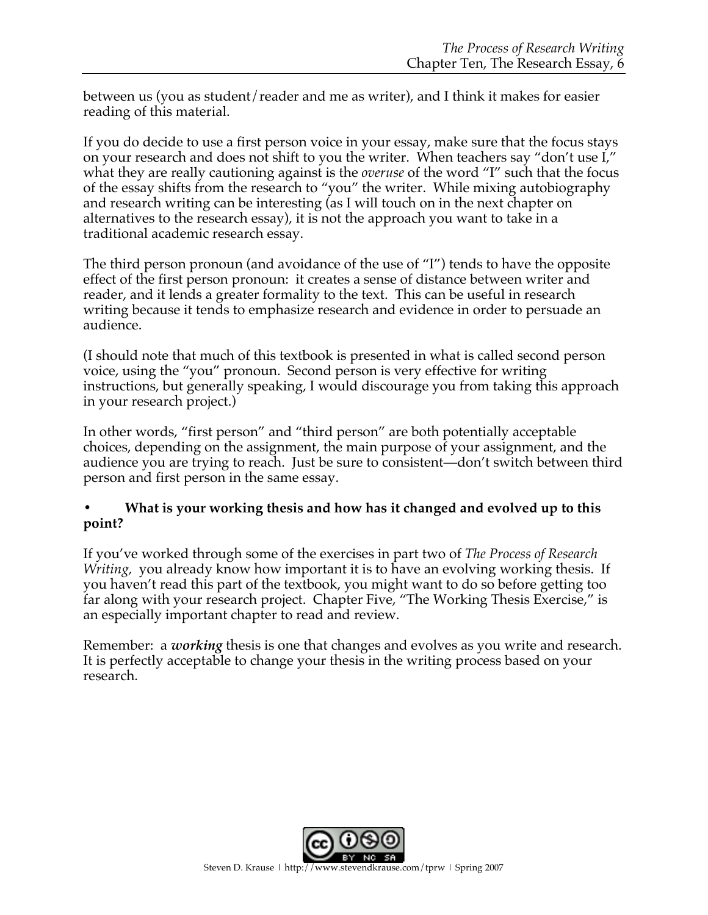between us (you as student/reader and me as writer), and I think it makes for easier reading of this material.

If you do decide to use a first person voice in your essay, make sure that the focus stays on your research and does not shift to you the writer. When teachers say "don't use I," what they are really cautioning against is the *overuse* of the word "I" such that the focus of the essay shifts from the research to "you" the writer. While mixing autobiography and research writing can be interesting (as I will touch on in the next chapter on alternatives to the research essay), it is not the approach you want to take in a traditional academic research essay.

The third person pronoun (and avoidance of the use of "I") tends to have the opposite effect of the first person pronoun: it creates a sense of distance between writer and reader, and it lends a greater formality to the text. This can be useful in research writing because it tends to emphasize research and evidence in order to persuade an audience.

(I should note that much of this textbook is presented in what is called second person voice, using the "you" pronoun. Second person is very effective for writing instructions, but generally speaking, I would discourage you from taking this approach in your research project.)

In other words, "first person" and "third person" are both potentially acceptable choices, depending on the assignment, the main purpose of your assignment, and the audience you are trying to reach. Just be sure to consistent—don't switch between third person and first person in the same essay.

- **What is your working thesis and how has it changed and evolved up to this point?**

If you've worked through some of the exercises in part two of *The Process of Research Writing,* you already know how important it is to have an evolving working thesis. If you haven't read this part of the textbook, you might want to do so before getting too far along with your research project. Chapter Five, "The Working Thesis Exercise," is an especially important chapter to read and review.

Remember: a ***working*** thesis is one that changes and evolves as you write and research. It is perfectly acceptable to change your thesis in the writing process based on your research.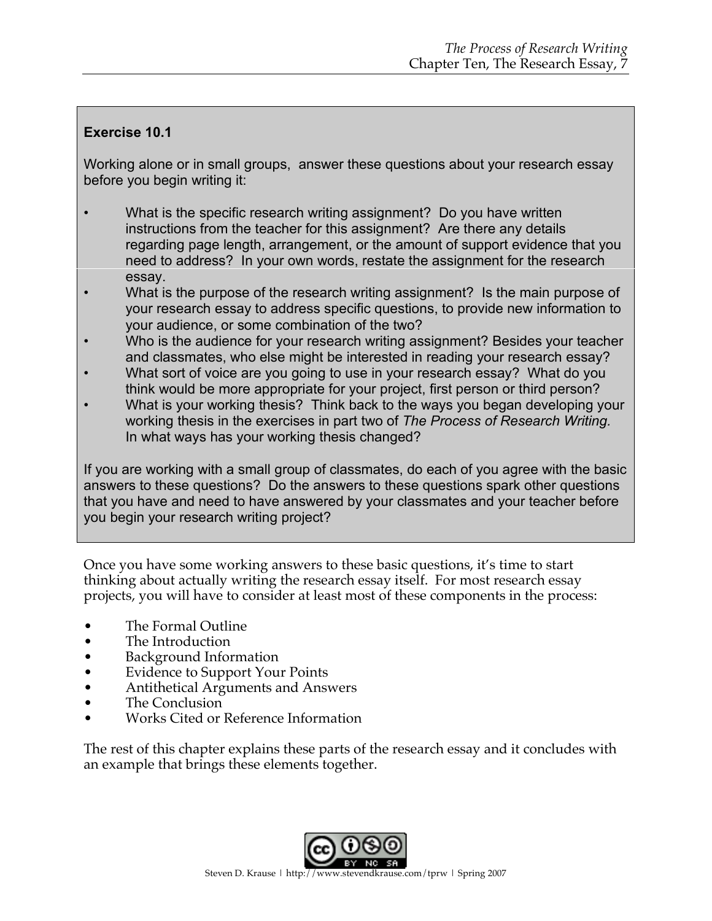**Exercise 10.1**

Working alone or in small groups, answer these questions about your research essay before you begin writing it:

- What is the specific research writing assignment? Do you have written instructions from the teacher for this assignment? Are there any details regarding page length, arrangement, or the amount of support evidence that you need to address? In your own words, restate the assignment for the research essay.
- What is the purpose of the research writing assignment? Is the main purpose of your research essay to address specific questions, to provide new information to your audience, or some combination of the two?
- Who is the audience for your research writing assignment? Besides your teacher and classmates, who else might be interested in reading your research essay?
- What sort of voice are you going to use in your research essay? What do you think would be more appropriate for your project, first person or third person?
- What is your working thesis? Think back to the ways you began developing your working thesis in the exercises in part two of *The Process of Research Writing.* In what ways has your working thesis changed?

If you are working with a small group of classmates, do each of you agree with the basic answers to these questions? Do the answers to these questions spark other questions that you have and need to have answered by your classmates and your teacher before you begin your research writing project?

Once you have some working answers to these basic questions, it's time to start thinking about actually writing the research essay itself. For most research essay projects, you will have to consider at least most of these components in the process:

- The Formal Outline
- The Introduction
- Background Information
- Evidence to Support Your Points
- Antithetical Arguments and Answers
- The Conclusion
- Works Cited or Reference Information

The rest of this chapter explains these parts of the research essay and it concludes with an example that brings these elements together.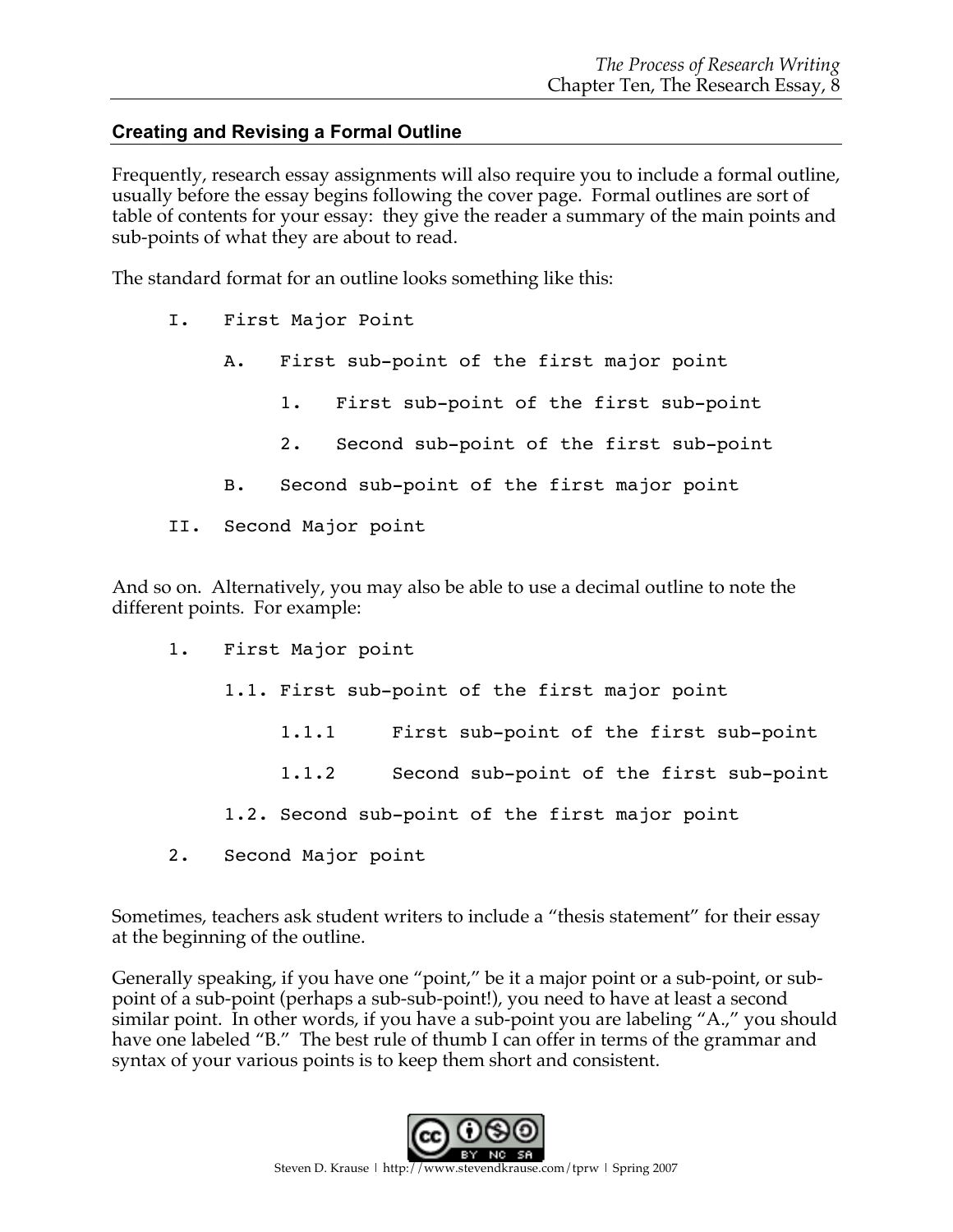## Creating and Revising a Formal Outline

Frequently, research essay assignments will also require you to include a formal outline, usually before the essay begins following the cover page. Formal outlines are sort of table of contents for your essay: they give the reader a summary of the main points and sub-points of what they are about to read.

The standard format for an outline looks something like this:

```
I.   First Major Point

     A.   First sub-point of the first major point

          1.   First sub-point of the first sub-point

          2.   Second sub-point of the first sub-point

     B.   Second sub-point of the first major point

II.  Second Major point
```

And so on. Alternatively, you may also be able to use a decimal outline to note the different points. For example:

```
1.   First Major point

     1.1. First sub-point of the first major point

          1.1.1     First sub-point of the first sub-point

          1.1.2     Second sub-point of the first sub-point

     1.2. Second sub-point of the first major point

2.   Second Major point
```

Sometimes, teachers ask student writers to include a "thesis statement" for their essay at the beginning of the outline.

Generally speaking, if you have one "point," be it a major point or a sub-point, or sub-point of a sub-point (perhaps a sub-sub-point!), you need to have at least a second similar point. In other words, if you have a sub-point you are labeling "A.," you should have one labeled "B." The best rule of thumb I can offer in terms of the grammar and syntax of your various points is to keep them short and consistent.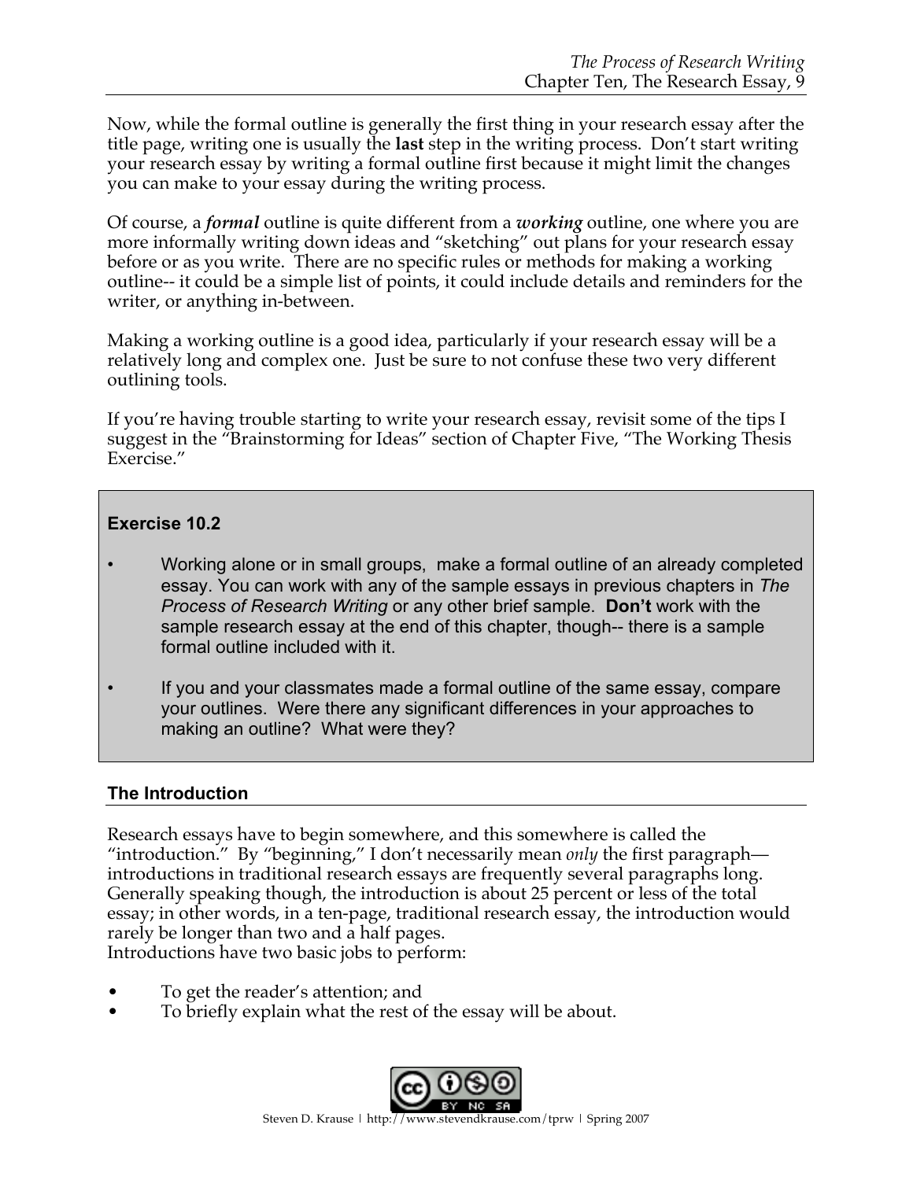Now, while the formal outline is generally the first thing in your research essay after the title page, writing one is usually the **last** step in the writing process. Don't start writing your research essay by writing a formal outline first because it might limit the changes you can make to your essay during the writing process.

Of course, a ***formal*** outline is quite different from a ***working*** outline, one where you are more informally writing down ideas and "sketching" out plans for your research essay before or as you write. There are no specific rules or methods for making a working outline-- it could be a simple list of points, it could include details and reminders for the writer, or anything in-between.

Making a working outline is a good idea, particularly if your research essay will be a relatively long and complex one. Just be sure to not confuse these two very different outlining tools.

If you're having trouble starting to write your research essay, revisit some of the tips I suggest in the "Brainstorming for Ideas" section of Chapter Five, "The Working Thesis Exercise."

**Exercise 10.2**

- Working alone or in small groups, make a formal outline of an already completed essay. You can work with any of the sample essays in previous chapters in *The Process of Research Writing* or any other brief sample. **Don't** work with the sample research essay at the end of this chapter, though-- there is a sample formal outline included with it.
- If you and your classmates made a formal outline of the same essay, compare your outlines. Were there any significant differences in your approaches to making an outline? What were they?

## The Introduction

Research essays have to begin somewhere, and this somewhere is called the "introduction." By "beginning," I don't necessarily mean *only* the first paragraph— introductions in traditional research essays are frequently several paragraphs long. Generally speaking though, the introduction is about 25 percent or less of the total essay; in other words, in a ten-page, traditional research essay, the introduction would rarely be longer than two and a half pages.
Introductions have two basic jobs to perform:

- To get the reader's attention; and
- To briefly explain what the rest of the essay will be about.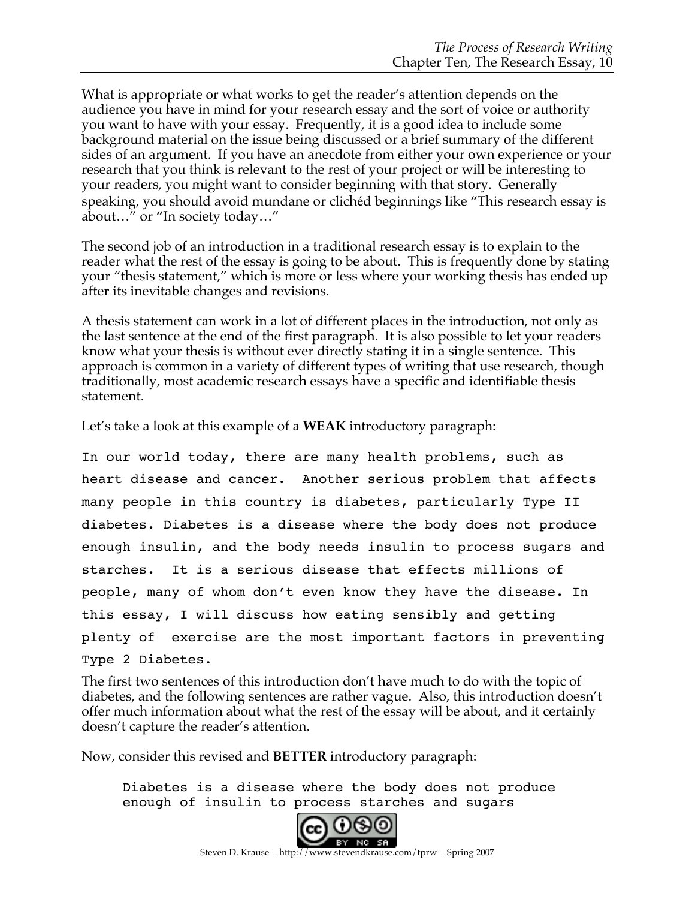What is appropriate or what works to get the reader's attention depends on the audience you have in mind for your research essay and the sort of voice or authority you want to have with your essay. Frequently, it is a good idea to include some background material on the issue being discussed or a brief summary of the different sides of an argument. If you have an anecdote from either your own experience or your research that you think is relevant to the rest of your project or will be interesting to your readers, you might want to consider beginning with that story. Generally speaking, you should avoid mundane or clichéd beginnings like "This research essay is about…" or "In society today…"

The second job of an introduction in a traditional research essay is to explain to the reader what the rest of the essay is going to be about. This is frequently done by stating your "thesis statement," which is more or less where your working thesis has ended up after its inevitable changes and revisions.

A thesis statement can work in a lot of different places in the introduction, not only as the last sentence at the end of the first paragraph. It is also possible to let your readers know what your thesis is without ever directly stating it in a single sentence. This approach is common in a variety of different types of writing that use research, though traditionally, most academic research essays have a specific and identifiable thesis statement.

Let's take a look at this example of a **WEAK** introductory paragraph:

```
In our world today, there are many health problems, such as
heart disease and cancer.  Another serious problem that affects
many people in this country is diabetes, particularly Type II
diabetes. Diabetes is a disease where the body does not produce
enough insulin, and the body needs insulin to process sugars and
starches.  It is a serious disease that effects millions of
people, many of whom don't even know they have the disease. In
this essay, I will discuss how eating sensibly and getting
plenty of  exercise are the most important factors in preventing
Type 2 Diabetes.
```

The first two sentences of this introduction don't have much to do with the topic of diabetes, and the following sentences are rather vague. Also, this introduction doesn't offer much information about what the rest of the essay will be about, and it certainly doesn't capture the reader's attention.

Now, consider this revised and **BETTER** introductory paragraph:

```
Diabetes is a disease where the body does not produce
enough of insulin to process starches and sugars
```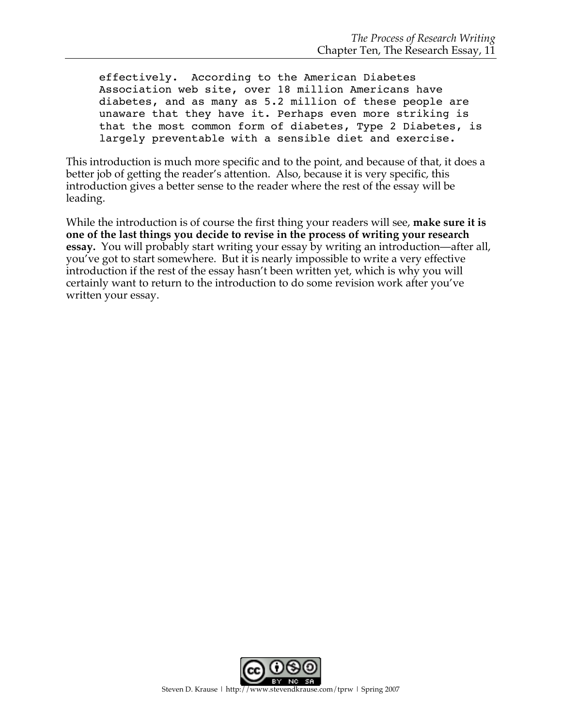```
effectively.  According to the American Diabetes
Association web site, over 18 million Americans have
diabetes, and as many as 5.2 million of these people are
unaware that they have it. Perhaps even more striking is
that the most common form of diabetes, Type 2 Diabetes, is
largely preventable with a sensible diet and exercise.
```

This introduction is much more specific and to the point, and because of that, it does a better job of getting the reader's attention. Also, because it is very specific, this introduction gives a better sense to the reader where the rest of the essay will be leading.

While the introduction is of course the first thing your readers will see, **make sure it is one of the last things you decide to revise in the process of writing your research essay.** You will probably start writing your essay by writing an introduction—after all, you've got to start somewhere. But it is nearly impossible to write a very effective introduction if the rest of the essay hasn't been written yet, which is why you will certainly want to return to the introduction to do some revision work after you've written your essay.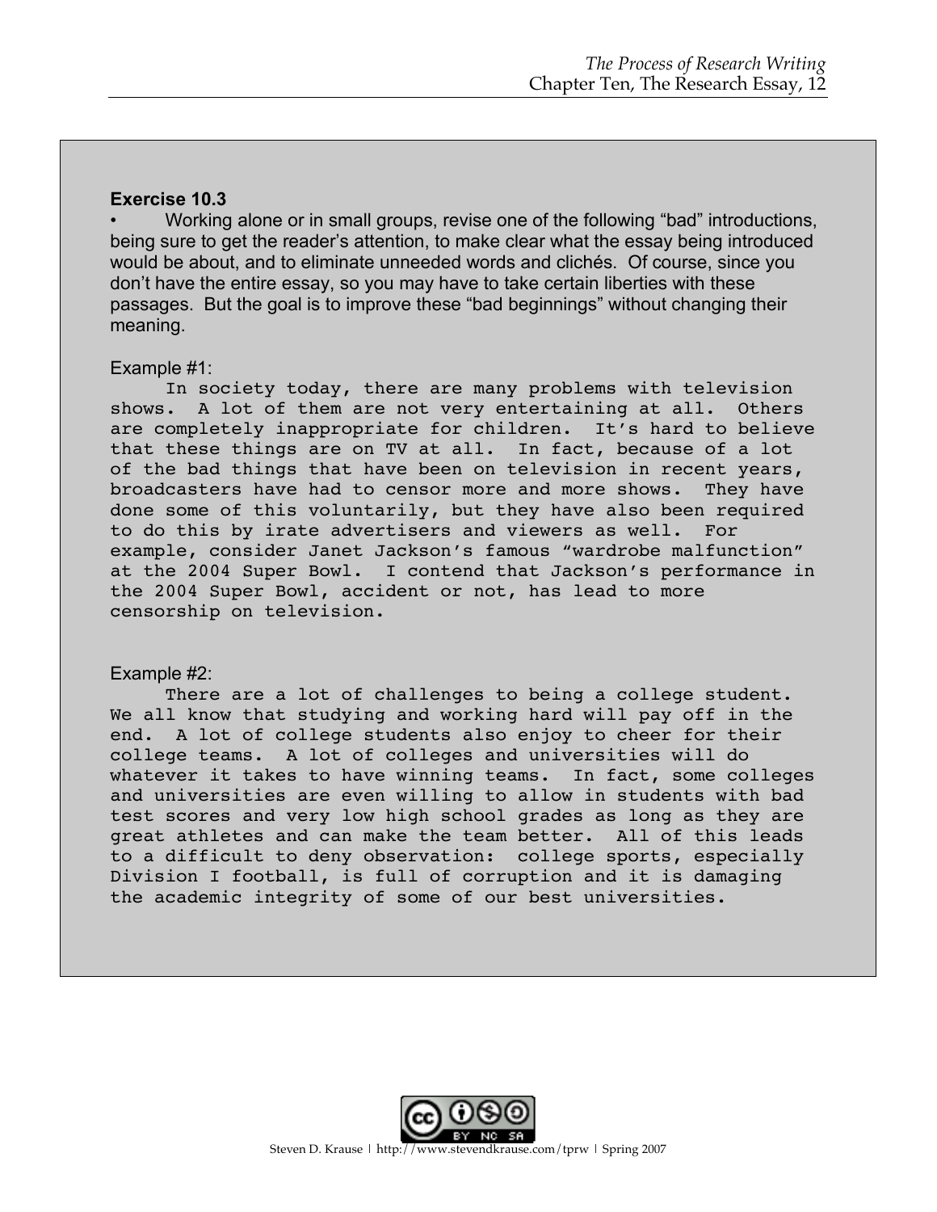**Exercise 10.3**

- Working alone or in small groups, revise one of the following "bad" introductions, being sure to get the reader's attention, to make clear what the essay being introduced would be about, and to eliminate unneeded words and clichés. Of course, since you don't have the entire essay, so you may have to take certain liberties with these passages. But the goal is to improve these "bad beginnings" without changing their meaning.

Example #1:

In society today, there are many problems with television shows. A lot of them are not very entertaining at all. Others are completely inappropriate for children. It's hard to believe that these things are on TV at all. In fact, because of a lot of the bad things that have been on television in recent years, broadcasters have had to censor more and more shows. They have done some of this voluntarily, but they have also been required to do this by irate advertisers and viewers as well. For example, consider Janet Jackson's famous "wardrobe malfunction" at the 2004 Super Bowl. I contend that Jackson's performance in the 2004 Super Bowl, accident or not, has lead to more censorship on television.

Example #2:

There are a lot of challenges to being a college student. We all know that studying and working hard will pay off in the end. A lot of college students also enjoy to cheer for their college teams. A lot of colleges and universities will do whatever it takes to have winning teams. In fact, some colleges and universities are even willing to allow in students with bad test scores and very low high school grades as long as they are great athletes and can make the team better. All of this leads to a difficult to deny observation: college sports, especially Division I football, is full of corruption and it is damaging the academic integrity of some of our best universities.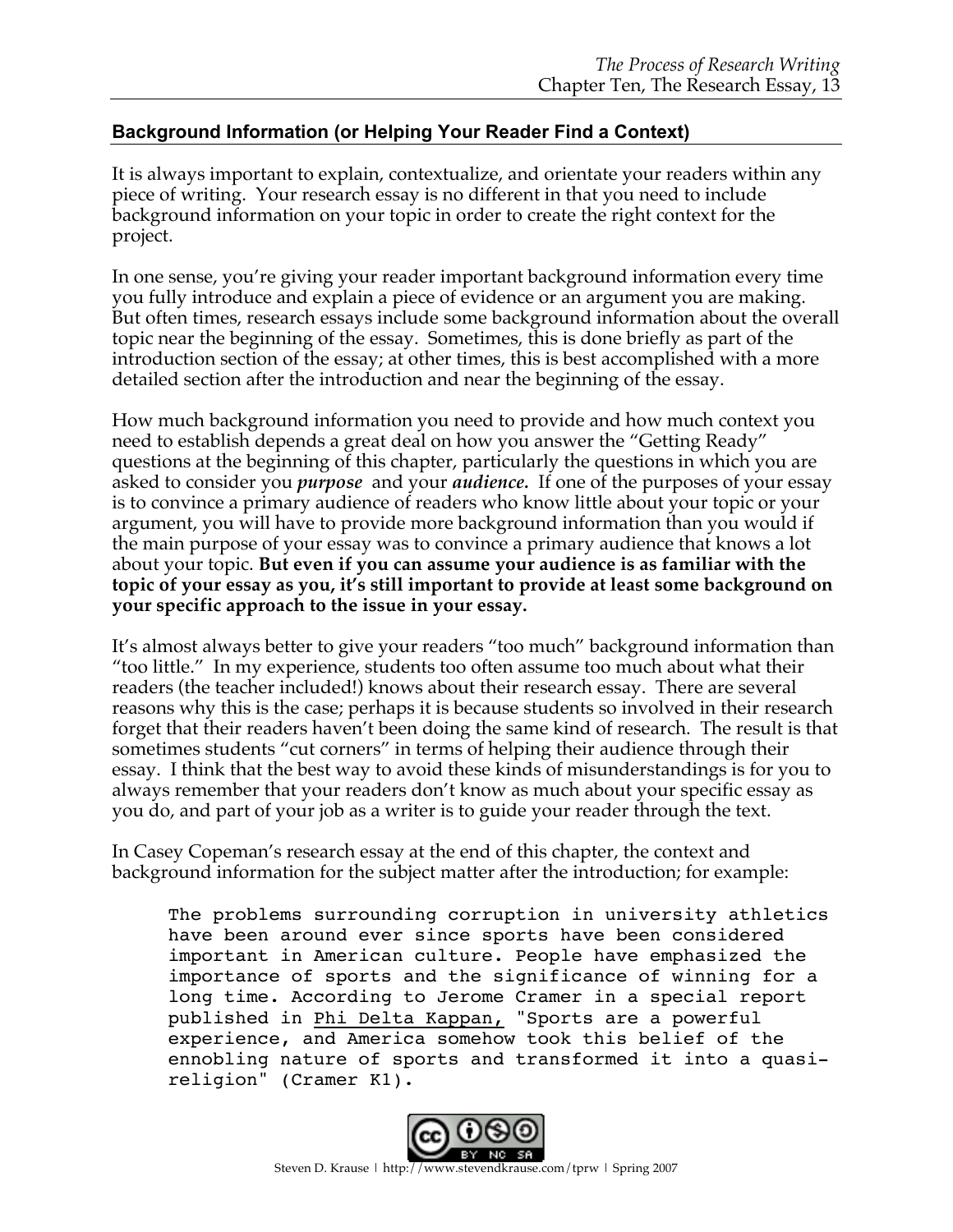## Background Information (or Helping Your Reader Find a Context)

It is always important to explain, contextualize, and orientate your readers within any piece of writing. Your research essay is no different in that you need to include background information on your topic in order to create the right context for the project.

In one sense, you're giving your reader important background information every time you fully introduce and explain a piece of evidence or an argument you are making. But often times, research essays include some background information about the overall topic near the beginning of the essay. Sometimes, this is done briefly as part of the introduction section of the essay; at other times, this is best accomplished with a more detailed section after the introduction and near the beginning of the essay.

How much background information you need to provide and how much context you need to establish depends a great deal on how you answer the "Getting Ready" questions at the beginning of this chapter, particularly the questions in which you are asked to consider you ***purpose*** and your ***audience.*** If one of the purposes of your essay is to convince a primary audience of readers who know little about your topic or your argument, you will have to provide more background information than you would if the main purpose of your essay was to convince a primary audience that knows a lot about your topic. **But even if you can assume your audience is as familiar with the topic of your essay as you, it's still important to provide at least some background on your specific approach to the issue in your essay.**

It's almost always better to give your readers "too much" background information than "too little." In my experience, students too often assume too much about what their readers (the teacher included!) knows about their research essay. There are several reasons why this is the case; perhaps it is because students so involved in their research forget that their readers haven't been doing the same kind of research. The result is that sometimes students "cut corners" in terms of helping their audience through their essay. I think that the best way to avoid these kinds of misunderstandings is for you to always remember that your readers don't know as much about your specific essay as you do, and part of your job as a writer is to guide your reader through the text.

In Casey Copeman's research essay at the end of this chapter, the context and background information for the subject matter after the introduction; for example:

> The problems surrounding corruption in university athletics have been around ever since sports have been considered important in American culture. People have emphasized the importance of sports and the significance of winning for a long time. According to Jerome Cramer in a special report published in Phi Delta Kappan, "Sports are a powerful experience, and America somehow took this belief of the ennobling nature of sports and transformed it into a quasi-religion" (Cramer K1).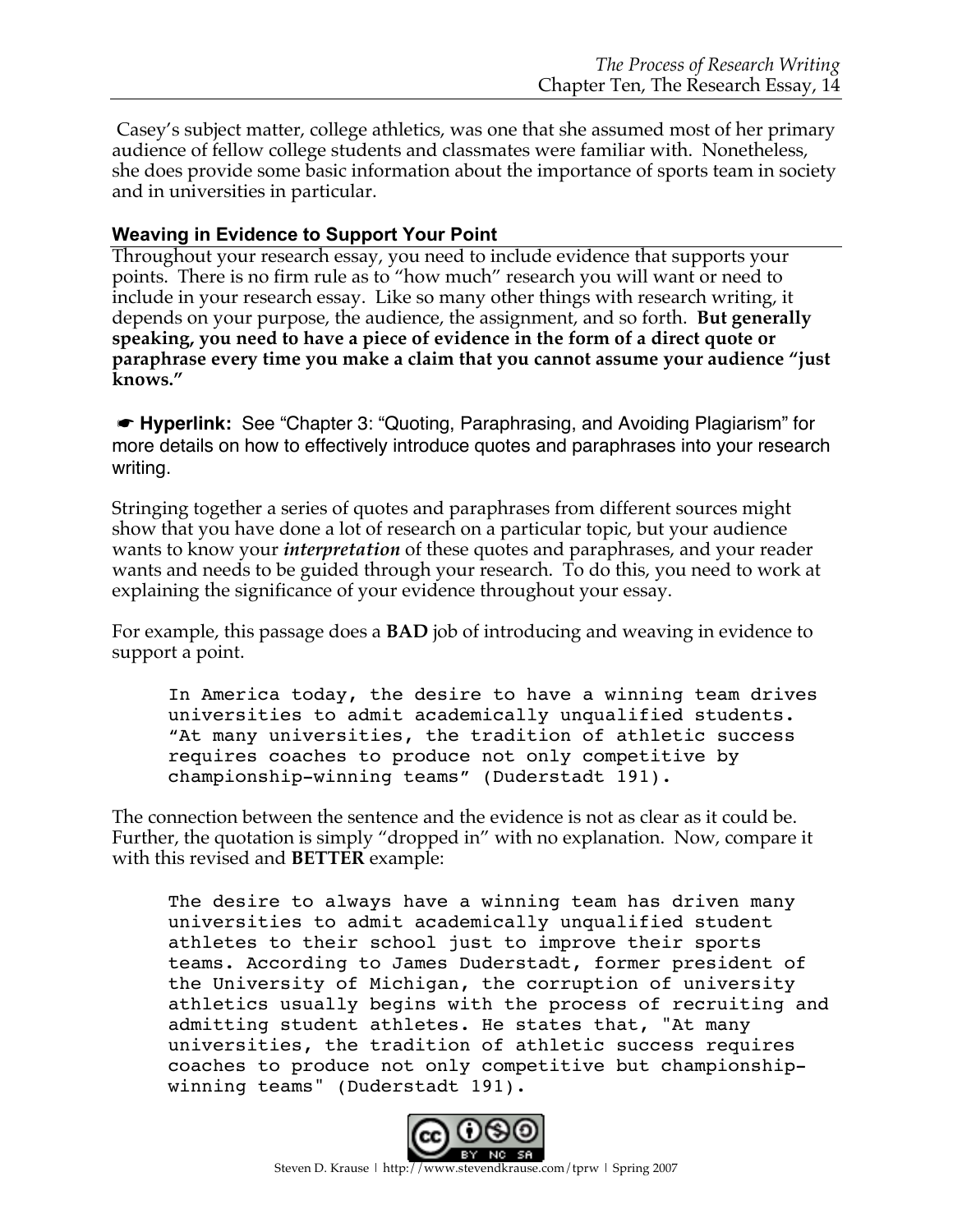Casey's subject matter, college athletics, was one that she assumed most of her primary audience of fellow college students and classmates were familiar with. Nonetheless, she does provide some basic information about the importance of sports team in society and in universities in particular.

### Weaving in Evidence to Support Your Point

Throughout your research essay, you need to include evidence that supports your points. There is no firm rule as to "how much" research you will want or need to include in your research essay. Like so many other things with research writing, it depends on your purpose, the audience, the assignment, and so forth. **But generally speaking, you need to have a piece of evidence in the form of a direct quote or paraphrase every time you make a claim that you cannot assume your audience "just knows."**

☛ **Hyperlink:** See "Chapter 3: "Quoting, Paraphrasing, and Avoiding Plagiarism" for more details on how to effectively introduce quotes and paraphrases into your research writing.

Stringing together a series of quotes and paraphrases from different sources might show that you have done a lot of research on a particular topic, but your audience wants to know your ***interpretation*** of these quotes and paraphrases, and your reader wants and needs to be guided through your research. To do this, you need to work at explaining the significance of your evidence throughout your essay.

For example, this passage does a **BAD** job of introducing and weaving in evidence to support a point.

```
In America today, the desire to have a winning team drives
universities to admit academically unqualified students.
"At many universities, the tradition of athletic success
requires coaches to produce not only competitive by
championship-winning teams" (Duderstadt 191).
```

The connection between the sentence and the evidence is not as clear as it could be. Further, the quotation is simply "dropped in" with no explanation. Now, compare it with this revised and **BETTER** example:

```
The desire to always have a winning team has driven many
universities to admit academically unqualified student
athletes to their school just to improve their sports
teams. According to James Duderstadt, former president of
the University of Michigan, the corruption of university
athletics usually begins with the process of recruiting and
admitting student athletes. He states that, "At many
universities, the tradition of athletic success requires
coaches to produce not only competitive but championship-
winning teams" (Duderstadt 191).
```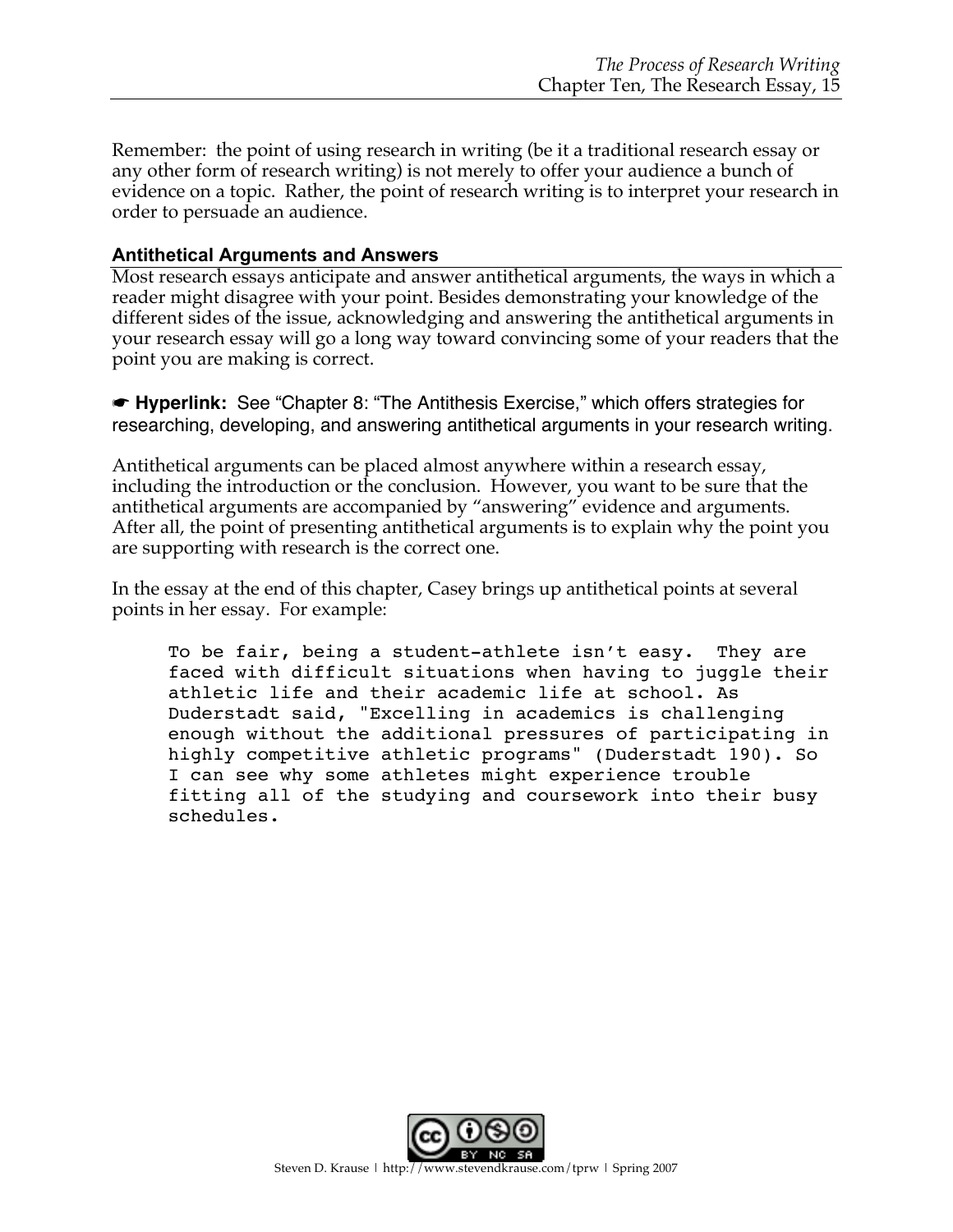Remember: the point of using research in writing (be it a traditional research essay or any other form of research writing) is not merely to offer your audience a bunch of evidence on a topic. Rather, the point of research writing is to interpret your research in order to persuade an audience.

### Antithetical Arguments and Answers

Most research essays anticipate and answer antithetical arguments, the ways in which a reader might disagree with your point. Besides demonstrating your knowledge of the different sides of the issue, acknowledging and answering the antithetical arguments in your research essay will go a long way toward convincing some of your readers that the point you are making is correct.

☛ **Hyperlink:** See "Chapter 8: "The Antithesis Exercise," which offers strategies for researching, developing, and answering antithetical arguments in your research writing.

Antithetical arguments can be placed almost anywhere within a research essay, including the introduction or the conclusion. However, you want to be sure that the antithetical arguments are accompanied by "answering" evidence and arguments. After all, the point of presenting antithetical arguments is to explain why the point you are supporting with research is the correct one.

In the essay at the end of this chapter, Casey brings up antithetical points at several points in her essay. For example:

```
To be fair, being a student-athlete isn't easy.  They are
faced with difficult situations when having to juggle their
athletic life and their academic life at school. As
Duderstadt said, "Excelling in academics is challenging
enough without the additional pressures of participating in
highly competitive athletic programs" (Duderstadt 190). So
I can see why some athletes might experience trouble
fitting all of the studying and coursework into their busy
schedules.
```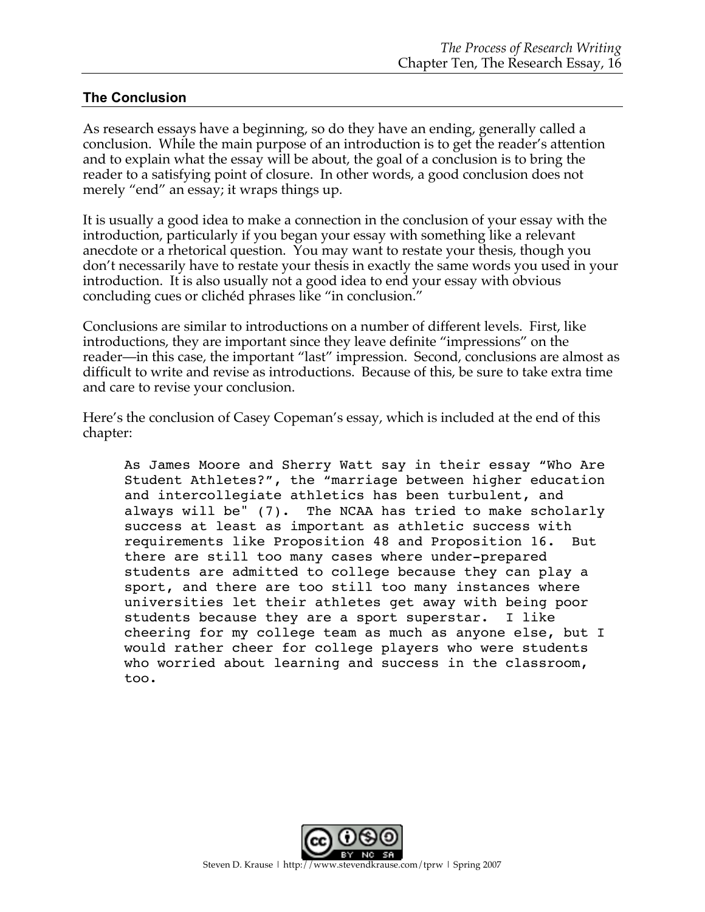## The Conclusion

As research essays have a beginning, so do they have an ending, generally called a conclusion. While the main purpose of an introduction is to get the reader's attention and to explain what the essay will be about, the goal of a conclusion is to bring the reader to a satisfying point of closure. In other words, a good conclusion does not merely "end" an essay; it wraps things up.

It is usually a good idea to make a connection in the conclusion of your essay with the introduction, particularly if you began your essay with something like a relevant anecdote or a rhetorical question. You may want to restate your thesis, though you don't necessarily have to restate your thesis in exactly the same words you used in your introduction. It is also usually not a good idea to end your essay with obvious concluding cues or clichéd phrases like "in conclusion."

Conclusions are similar to introductions on a number of different levels. First, like introductions, they are important since they leave definite "impressions" on the reader—in this case, the important "last" impression. Second, conclusions are almost as difficult to write and revise as introductions. Because of this, be sure to take extra time and care to revise your conclusion.

Here's the conclusion of Casey Copeman's essay, which is included at the end of this chapter:

> As James Moore and Sherry Watt say in their essay "Who Are Student Athletes?", the "marriage between higher education and intercollegiate athletics has been turbulent, and always will be" (7). The NCAA has tried to make scholarly success at least as important as athletic success with requirements like Proposition 48 and Proposition 16. But there are still too many cases where under-prepared students are admitted to college because they can play a sport, and there are too still too many instances where universities let their athletes get away with being poor students because they are a sport superstar. I like cheering for my college team as much as anyone else, but I would rather cheer for college players who were students who worried about learning and success in the classroom, too.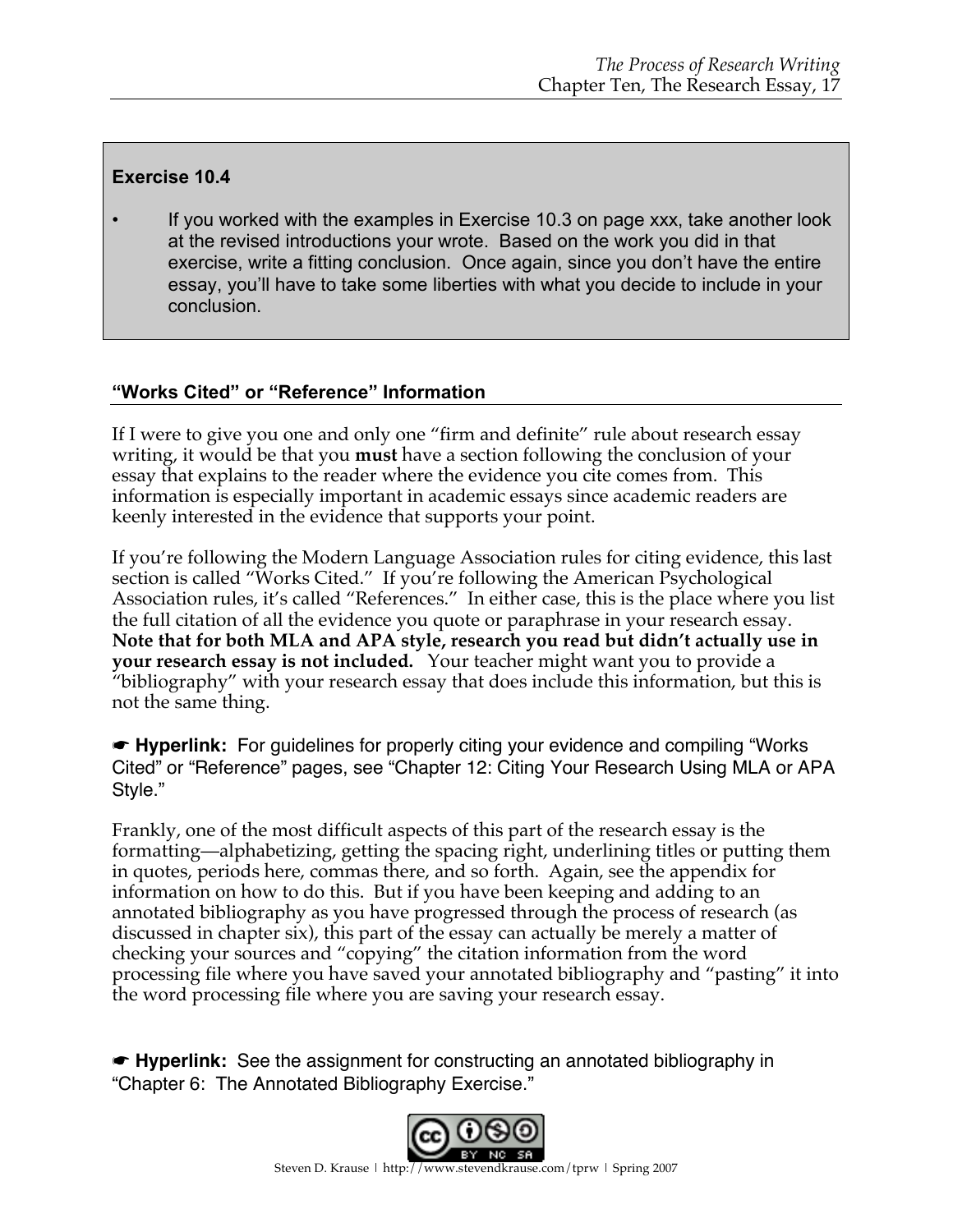**Exercise 10.4**

- If you worked with the examples in Exercise 10.3 on page xxx, take another look at the revised introductions your wrote. Based on the work you did in that exercise, write a fitting conclusion. Once again, since you don't have the entire essay, you'll have to take some liberties with what you decide to include in your conclusion.

## "Works Cited" or "Reference" Information

If I were to give you one and only one "firm and definite" rule about research essay writing, it would be that you **must** have a section following the conclusion of your essay that explains to the reader where the evidence you cite comes from. This information is especially important in academic essays since academic readers are keenly interested in the evidence that supports your point.

If you're following the Modern Language Association rules for citing evidence, this last section is called "Works Cited." If you're following the American Psychological Association rules, it's called "References." In either case, this is the place where you list the full citation of all the evidence you quote or paraphrase in your research essay. **Note that for both MLA and APA style, research you read but didn't actually use in your research essay is not included.** Your teacher might want you to provide a "bibliography" with your research essay that does include this information, but this is not the same thing.

☛ **Hyperlink:** For guidelines for properly citing your evidence and compiling "Works Cited" or "Reference" pages, see "Chapter 12: Citing Your Research Using MLA or APA Style."

Frankly, one of the most difficult aspects of this part of the research essay is the formatting—alphabetizing, getting the spacing right, underlining titles or putting them in quotes, periods here, commas there, and so forth. Again, see the appendix for information on how to do this. But if you have been keeping and adding to an annotated bibliography as you have progressed through the process of research (as discussed in chapter six), this part of the essay can actually be merely a matter of checking your sources and "copying" the citation information from the word processing file where you have saved your annotated bibliography and "pasting" it into the word processing file where you are saving your research essay.

☛ **Hyperlink:** See the assignment for constructing an annotated bibliography in "Chapter 6: The Annotated Bibliography Exercise."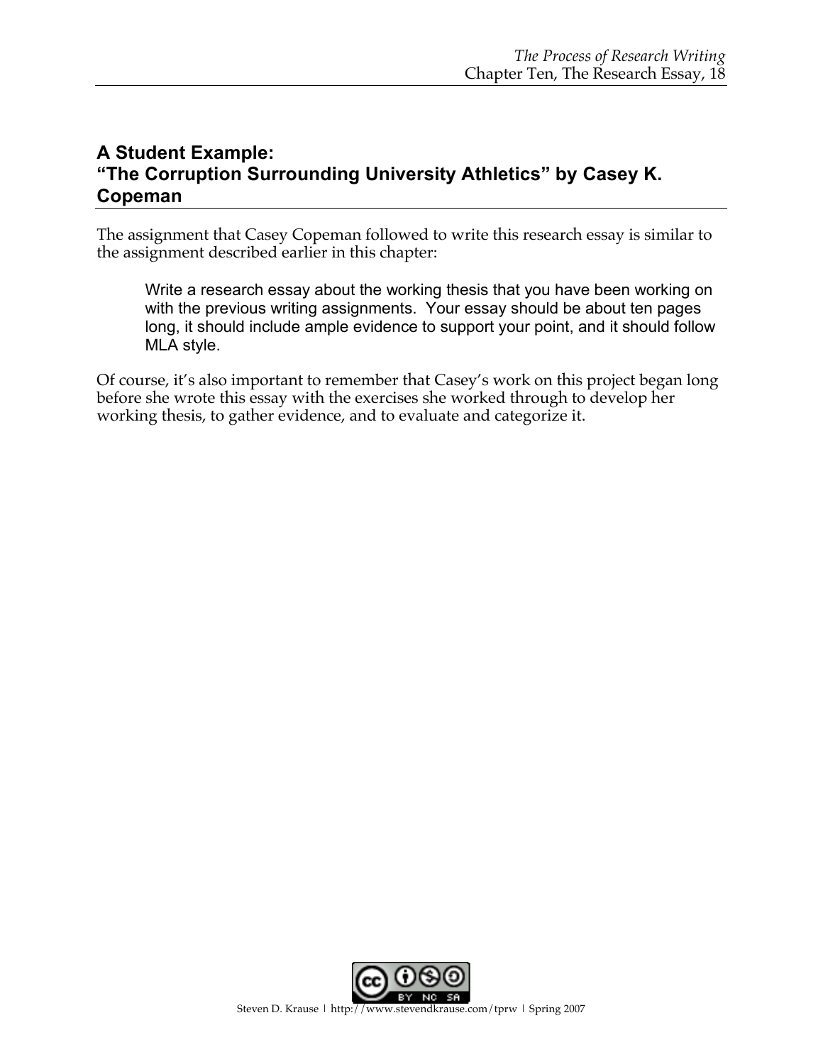## A Student Example: "The Corruption Surrounding University Athletics" by Casey K. Copeman

The assignment that Casey Copeman followed to write this research essay is similar to the assignment described earlier in this chapter:

> Write a research essay about the working thesis that you have been working on with the previous writing assignments. Your essay should be about ten pages long, it should include ample evidence to support your point, and it should follow MLA style.

Of course, it's also important to remember that Casey's work on this project began long before she wrote this essay with the exercises she worked through to develop her working thesis, to gather evidence, and to evaluate and categorize it.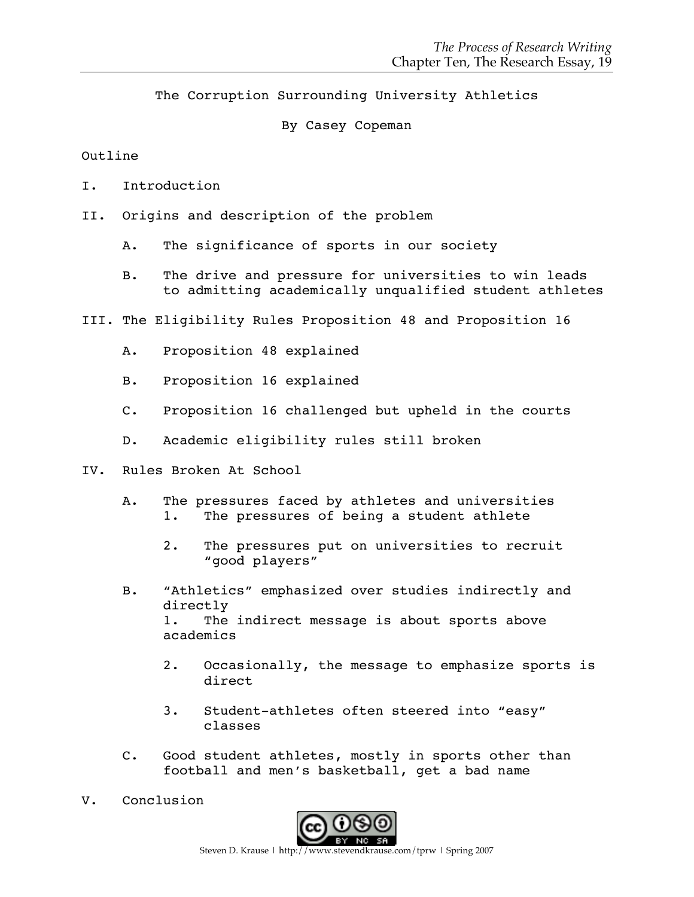# The Corruption Surrounding University Athletics

By Casey Copeman

Outline

I. Introduction

II. Origins and description of the problem

  A. The significance of sports in our society

  B. The drive and pressure for universities to win leads to admitting academically unqualified student athletes

III. The Eligibility Rules Proposition 48 and Proposition 16

  A. Proposition 48 explained

  B. Proposition 16 explained

  C. Proposition 16 challenged but upheld in the courts

  D. Academic eligibility rules still broken

IV. Rules Broken At School

  A. The pressures faced by athletes and universities

    1. The pressures of being a student athlete

    2. The pressures put on universities to recruit "good players"

  B. "Athletics" emphasized over studies indirectly and directly

    1. The indirect message is about sports above academics

    2. Occasionally, the message to emphasize sports is direct

    3. Student-athletes often steered into "easy" classes

  C. Good student athletes, mostly in sports other than football and men's basketball, get a bad name

V. Conclusion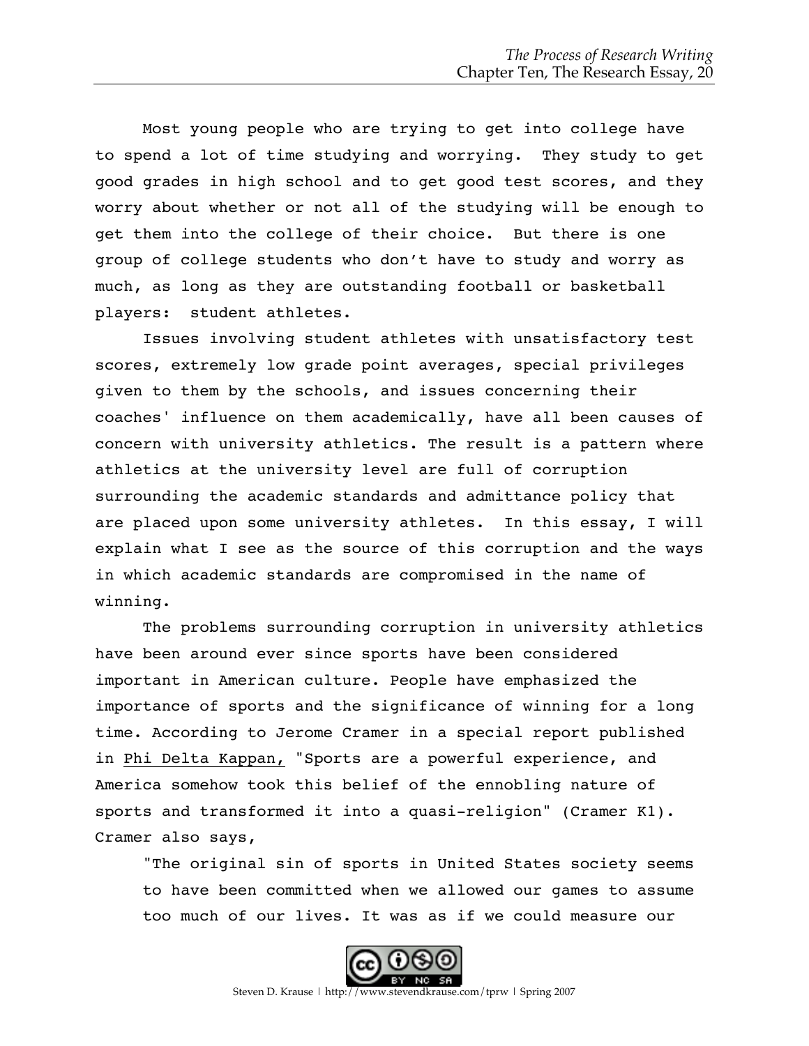Most young people who are trying to get into college have to spend a lot of time studying and worrying. They study to get good grades in high school and to get good test scores, and they worry about whether or not all of the studying will be enough to get them into the college of their choice. But there is one group of college students who don't have to study and worry as much, as long as they are outstanding football or basketball players: student athletes.

Issues involving student athletes with unsatisfactory test scores, extremely low grade point averages, special privileges given to them by the schools, and issues concerning their coaches' influence on them academically, have all been causes of concern with university athletics. The result is a pattern where athletics at the university level are full of corruption surrounding the academic standards and admittance policy that are placed upon some university athletes. In this essay, I will explain what I see as the source of this corruption and the ways in which academic standards are compromised in the name of winning.

The problems surrounding corruption in university athletics have been around ever since sports have been considered important in American culture. People have emphasized the importance of sports and the significance of winning for a long time. According to Jerome Cramer in a special report published in <u>Phi Delta Kappan,</u> "Sports are a powerful experience, and America somehow took this belief of the ennobling nature of sports and transformed it into a quasi-religion" (Cramer K1). Cramer also says,

> "The original sin of sports in United States society seems to have been committed when we allowed our games to assume too much of our lives. It was as if we could measure our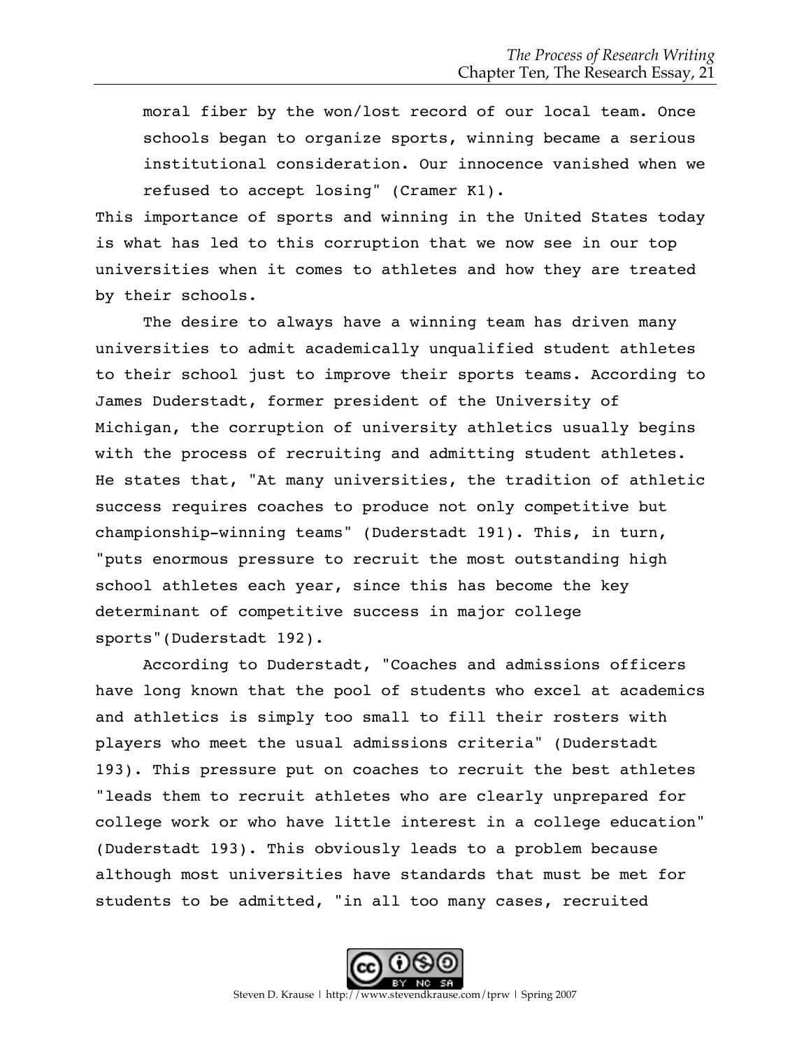> moral fiber by the won/lost record of our local team. Once schools began to organize sports, winning became a serious institutional consideration. Our innocence vanished when we refused to accept losing" (Cramer K1).

This importance of sports and winning in the United States today is what has led to this corruption that we now see in our top universities when it comes to athletes and how they are treated by their schools.

The desire to always have a winning team has driven many universities to admit academically unqualified student athletes to their school just to improve their sports teams. According to James Duderstadt, former president of the University of Michigan, the corruption of university athletics usually begins with the process of recruiting and admitting student athletes. He states that, "At many universities, the tradition of athletic success requires coaches to produce not only competitive but championship-winning teams" (Duderstadt 191). This, in turn, "puts enormous pressure to recruit the most outstanding high school athletes each year, since this has become the key determinant of competitive success in major college sports"(Duderstadt 192).

According to Duderstadt, "Coaches and admissions officers have long known that the pool of students who excel at academics and athletics is simply too small to fill their rosters with players who meet the usual admissions criteria" (Duderstadt 193). This pressure put on coaches to recruit the best athletes "leads them to recruit athletes who are clearly unprepared for college work or who have little interest in a college education" (Duderstadt 193). This obviously leads to a problem because although most universities have standards that must be met for students to be admitted, "in all too many cases, recruited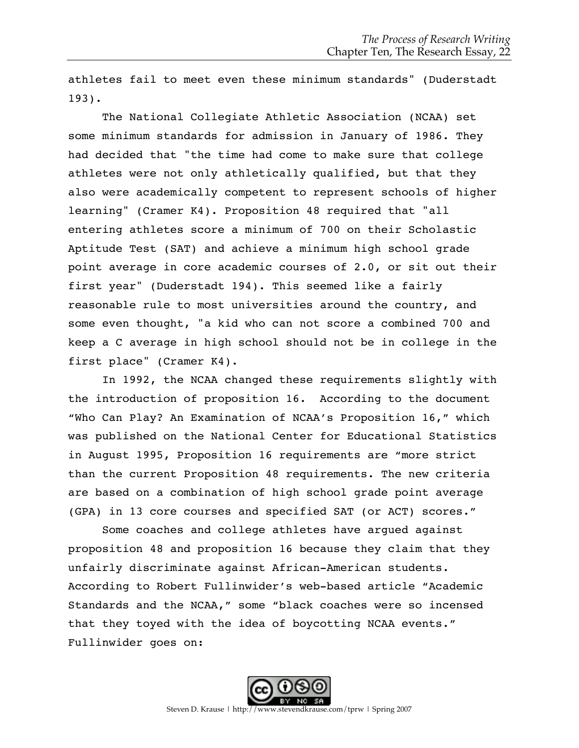athletes fail to meet even these minimum standards" (Duderstadt 193).

The National Collegiate Athletic Association (NCAA) set some minimum standards for admission in January of 1986. They had decided that "the time had come to make sure that college athletes were not only athletically qualified, but that they also were academically competent to represent schools of higher learning" (Cramer K4). Proposition 48 required that "all entering athletes score a minimum of 700 on their Scholastic Aptitude Test (SAT) and achieve a minimum high school grade point average in core academic courses of 2.0, or sit out their first year" (Duderstadt 194). This seemed like a fairly reasonable rule to most universities around the country, and some even thought, "a kid who can not score a combined 700 and keep a C average in high school should not be in college in the first place" (Cramer K4).

In 1992, the NCAA changed these requirements slightly with the introduction of proposition 16. According to the document "Who Can Play? An Examination of NCAA's Proposition 16," which was published on the National Center for Educational Statistics in August 1995, Proposition 16 requirements are "more strict than the current Proposition 48 requirements. The new criteria are based on a combination of high school grade point average (GPA) in 13 core courses and specified SAT (or ACT) scores."

Some coaches and college athletes have argued against proposition 48 and proposition 16 because they claim that they unfairly discriminate against African-American students. According to Robert Fullinwider's web-based article "Academic Standards and the NCAA," some "black coaches were so incensed that they toyed with the idea of boycotting NCAA events." Fullinwider goes on: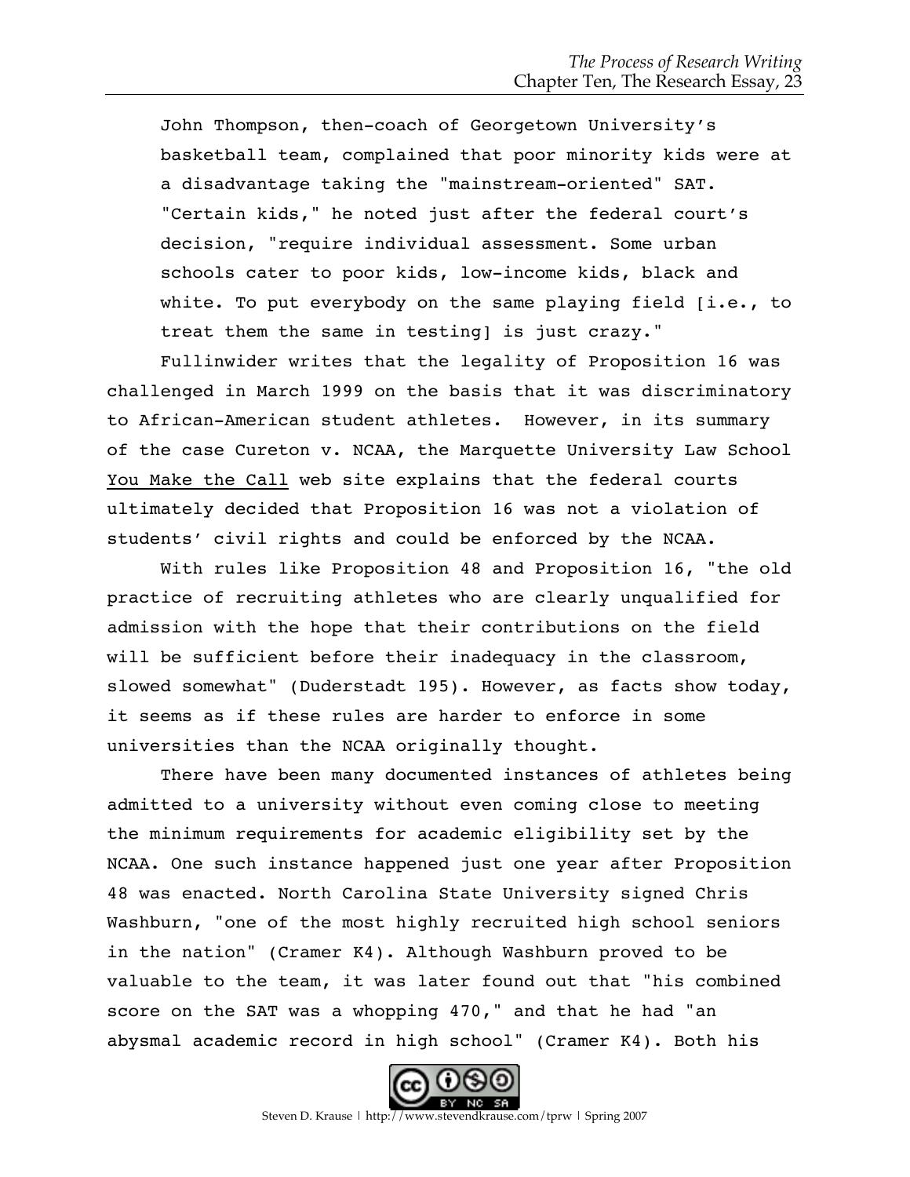> John Thompson, then-coach of Georgetown University's basketball team, complained that poor minority kids were at a disadvantage taking the "mainstream-oriented" SAT. "Certain kids," he noted just after the federal court's decision, "require individual assessment. Some urban schools cater to poor kids, low-income kids, black and white. To put everybody on the same playing field [i.e., to treat them the same in testing] is just crazy."

Fullinwider writes that the legality of Proposition 16 was challenged in March 1999 on the basis that it was discriminatory to African-American student athletes. However, in its summary of the case Cureton v. NCAA, the Marquette University Law School You Make the Call web site explains that the federal courts ultimately decided that Proposition 16 was not a violation of students' civil rights and could be enforced by the NCAA.

With rules like Proposition 48 and Proposition 16, "the old practice of recruiting athletes who are clearly unqualified for admission with the hope that their contributions on the field will be sufficient before their inadequacy in the classroom, slowed somewhat" (Duderstadt 195). However, as facts show today, it seems as if these rules are harder to enforce in some universities than the NCAA originally thought.

There have been many documented instances of athletes being admitted to a university without even coming close to meeting the minimum requirements for academic eligibility set by the NCAA. One such instance happened just one year after Proposition 48 was enacted. North Carolina State University signed Chris Washburn, "one of the most highly recruited high school seniors in the nation" (Cramer K4). Although Washburn proved to be valuable to the team, it was later found out that "his combined score on the SAT was a whopping 470," and that he had "an abysmal academic record in high school" (Cramer K4). Both his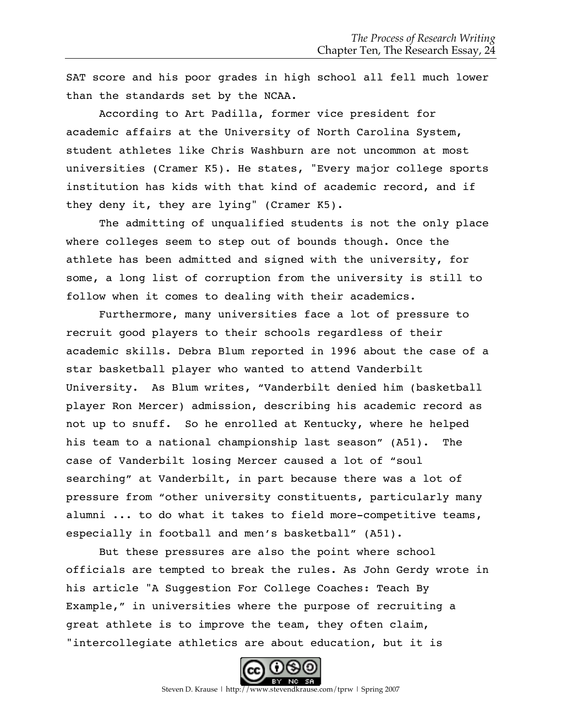SAT score and his poor grades in high school all fell much lower than the standards set by the NCAA.

According to Art Padilla, former vice president for academic affairs at the University of North Carolina System, student athletes like Chris Washburn are not uncommon at most universities (Cramer K5). He states, "Every major college sports institution has kids with that kind of academic record, and if they deny it, they are lying" (Cramer K5).

The admitting of unqualified students is not the only place where colleges seem to step out of bounds though. Once the athlete has been admitted and signed with the university, for some, a long list of corruption from the university is still to follow when it comes to dealing with their academics.

Furthermore, many universities face a lot of pressure to recruit good players to their schools regardless of their academic skills. Debra Blum reported in 1996 about the case of a star basketball player who wanted to attend Vanderbilt University. As Blum writes, "Vanderbilt denied him (basketball player Ron Mercer) admission, describing his academic record as not up to snuff. So he enrolled at Kentucky, where he helped his team to a national championship last season" (A51). The case of Vanderbilt losing Mercer caused a lot of "soul searching" at Vanderbilt, in part because there was a lot of pressure from "other university constituents, particularly many alumni ... to do what it takes to field more-competitive teams, especially in football and men's basketball" (A51).

But these pressures are also the point where school officials are tempted to break the rules. As John Gerdy wrote in his article "A Suggestion For College Coaches: Teach By Example," in universities where the purpose of recruiting a great athlete is to improve the team, they often claim, "intercollegiate athletics are about education, but it is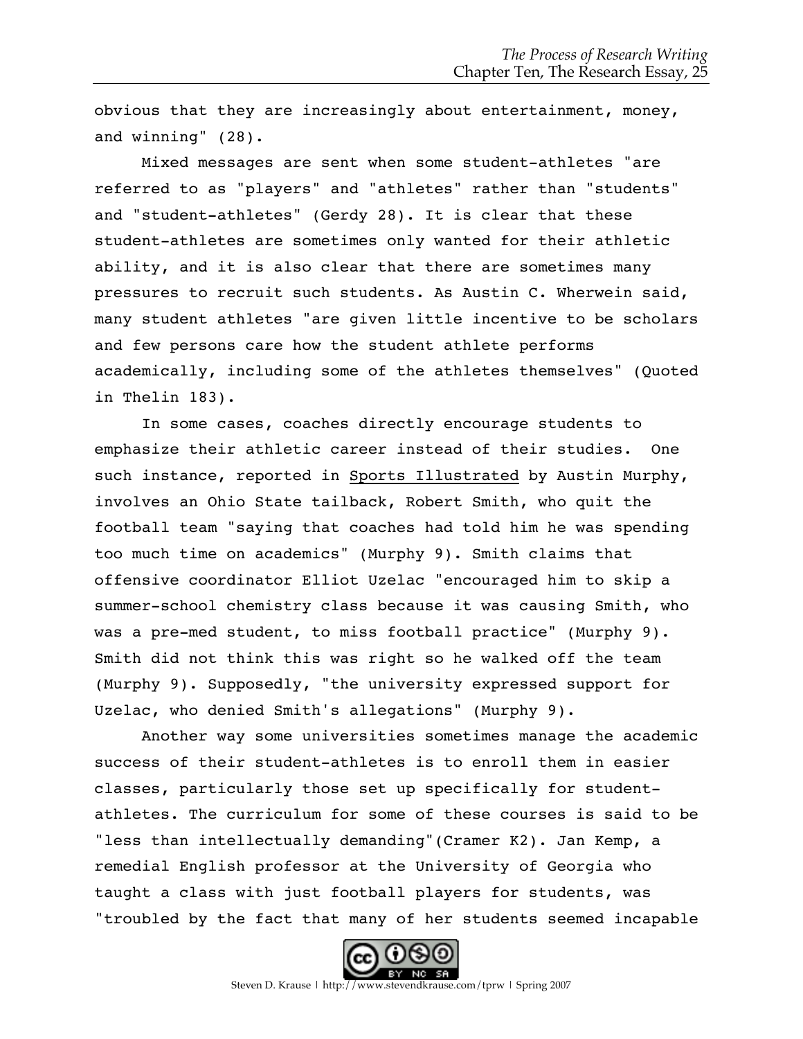obvious that they are increasingly about entertainment, money, and winning" (28).

Mixed messages are sent when some student-athletes "are referred to as "players" and "athletes" rather than "students" and "student-athletes" (Gerdy 28). It is clear that these student-athletes are sometimes only wanted for their athletic ability, and it is also clear that there are sometimes many pressures to recruit such students. As Austin C. Wherwein said, many student athletes "are given little incentive to be scholars and few persons care how the student athlete performs academically, including some of the athletes themselves" (Quoted in Thelin 183).

In some cases, coaches directly encourage students to emphasize their athletic career instead of their studies. One such instance, reported in <u>Sports Illustrated</u> by Austin Murphy, involves an Ohio State tailback, Robert Smith, who quit the football team "saying that coaches had told him he was spending too much time on academics" (Murphy 9). Smith claims that offensive coordinator Elliot Uzelac "encouraged him to skip a summer-school chemistry class because it was causing Smith, who was a pre-med student, to miss football practice" (Murphy 9). Smith did not think this was right so he walked off the team (Murphy 9). Supposedly, "the university expressed support for Uzelac, who denied Smith's allegations" (Murphy 9).

Another way some universities sometimes manage the academic success of their student-athletes is to enroll them in easier classes, particularly those set up specifically for student-athletes. The curriculum for some of these courses is said to be "less than intellectually demanding"(Cramer K2). Jan Kemp, a remedial English professor at the University of Georgia who taught a class with just football players for students, was "troubled by the fact that many of her students seemed incapable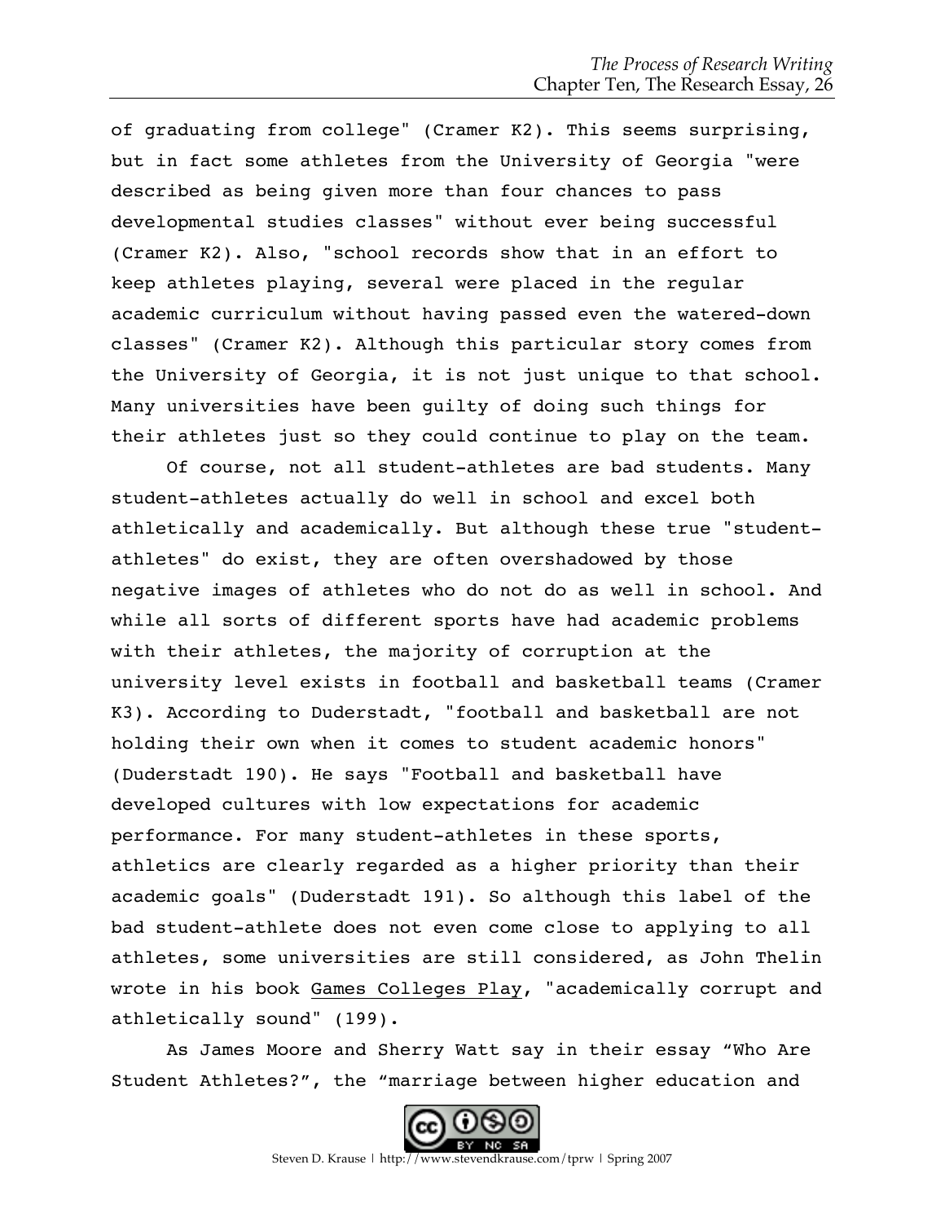of graduating from college" (Cramer K2). This seems surprising, but in fact some athletes from the University of Georgia "were described as being given more than four chances to pass developmental studies classes" without ever being successful (Cramer K2). Also, "school records show that in an effort to keep athletes playing, several were placed in the regular academic curriculum without having passed even the watered-down classes" (Cramer K2). Although this particular story comes from the University of Georgia, it is not just unique to that school. Many universities have been guilty of doing such things for their athletes just so they could continue to play on the team.

Of course, not all student-athletes are bad students. Many student-athletes actually do well in school and excel both athletically and academically. But although these true "student-athletes" do exist, they are often overshadowed by those negative images of athletes who do not do as well in school. And while all sorts of different sports have had academic problems with their athletes, the majority of corruption at the university level exists in football and basketball teams (Cramer K3). According to Duderstadt, "football and basketball are not holding their own when it comes to student academic honors" (Duderstadt 190). He says "Football and basketball have developed cultures with low expectations for academic performance. For many student-athletes in these sports, athletics are clearly regarded as a higher priority than their academic goals" (Duderstadt 191). So although this label of the bad student-athlete does not even come close to applying to all athletes, some universities are still considered, as John Thelin wrote in his book <u>Games Colleges Play</u>, "academically corrupt and athletically sound" (199).

As James Moore and Sherry Watt say in their essay “Who Are Student Athletes?”, the “marriage between higher education and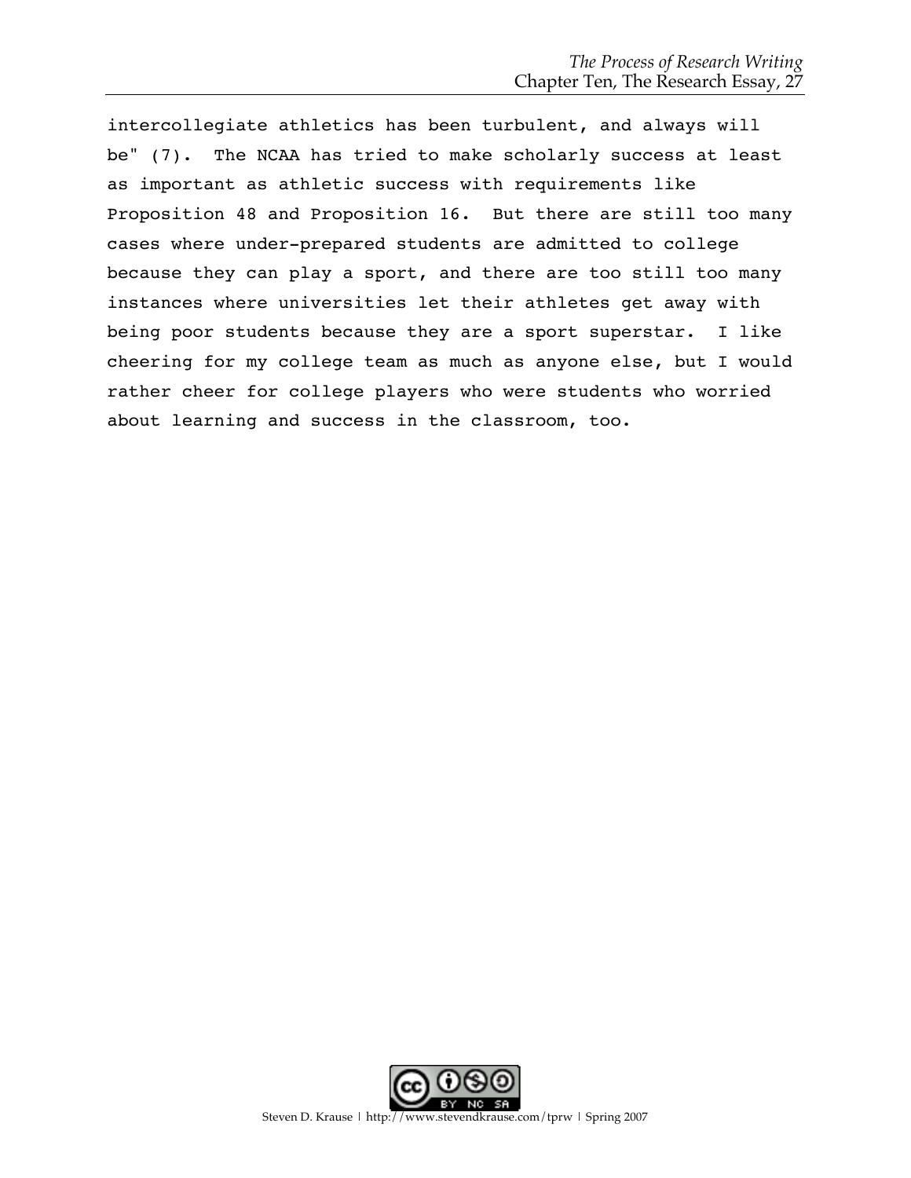intercollegiate athletics has been turbulent, and always will be" (7). The NCAA has tried to make scholarly success at least as important as athletic success with requirements like Proposition 48 and Proposition 16. But there are still too many cases where under-prepared students are admitted to college because they can play a sport, and there are too still too many instances where universities let their athletes get away with being poor students because they are a sport superstar. I like cheering for my college team as much as anyone else, but I would rather cheer for college players who were students who worried about learning and success in the classroom, too.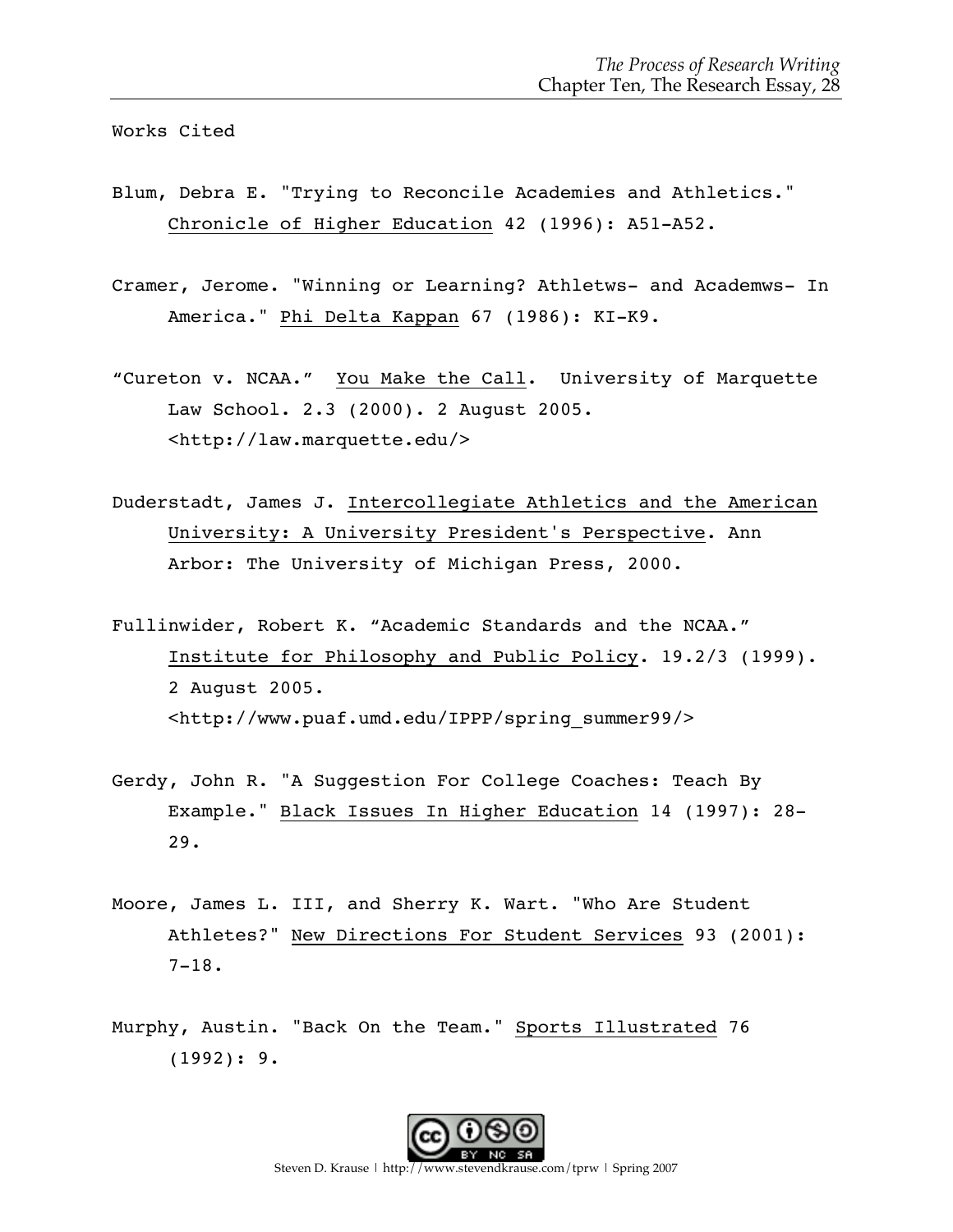Works Cited

Blum, Debra E. "Trying to Reconcile Academies and Athletics." Chronicle of Higher Education 42 (1996): A51-A52.

Cramer, Jerome. "Winning or Learning? Athletws- and Academws- In America." Phi Delta Kappan 67 (1986): KI-K9.

"Cureton v. NCAA." You Make the Call. University of Marquette Law School. 2.3 (2000). 2 August 2005. <http://law.marquette.edu/>

Duderstadt, James J. Intercollegiate Athletics and the American University: A University President's Perspective. Ann Arbor: The University of Michigan Press, 2000.

Fullinwider, Robert K. "Academic Standards and the NCAA." Institute for Philosophy and Public Policy. 19.2/3 (1999). 2 August 2005. <http://www.puaf.umd.edu/IPPP/spring_summer99/>

Gerdy, John R. "A Suggestion For College Coaches: Teach By Example." Black Issues In Higher Education 14 (1997): 28-29.

Moore, James L. III, and Sherry K. Wart. "Who Are Student Athletes?" New Directions For Student Services 93 (2001): 7-18.

Murphy, Austin. "Back On the Team." Sports Illustrated 76 (1992): 9.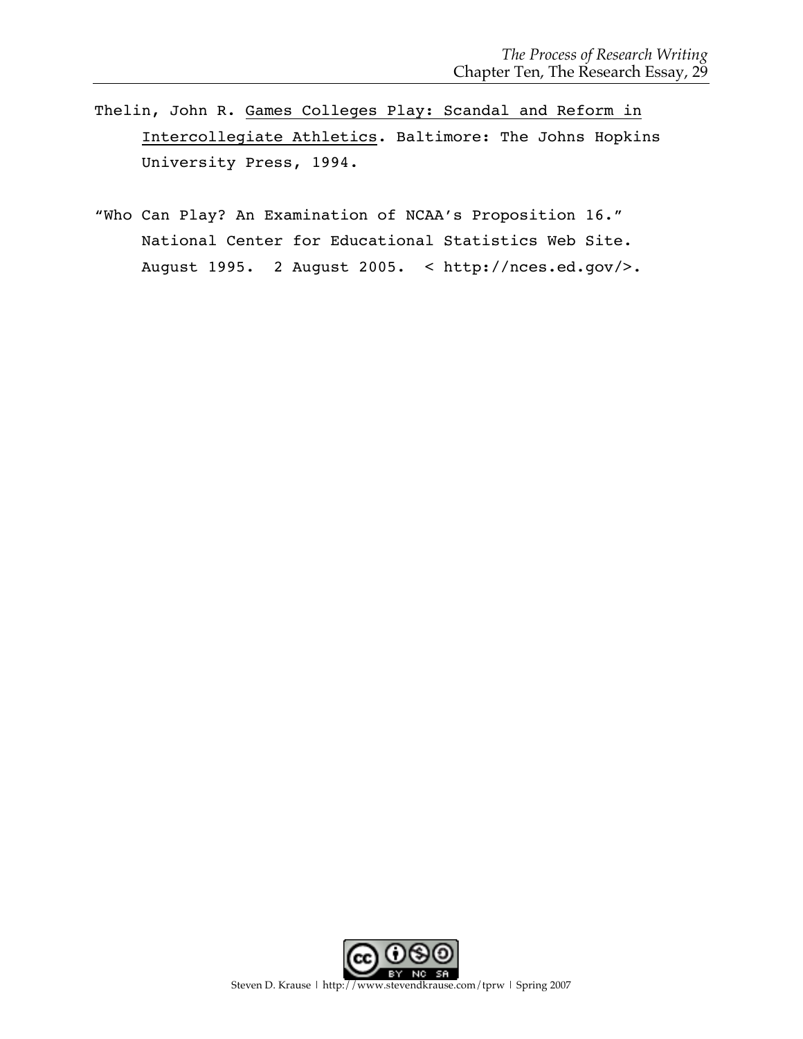Thelin, John R. <u>Games Colleges Play: Scandal and Reform in Intercollegiate Athletics</u>. Baltimore: The Johns Hopkins University Press, 1994.

"Who Can Play? An Examination of NCAA's Proposition 16." National Center for Educational Statistics Web Site. August 1995. 2 August 2005. < http://nces.ed.gov/>.